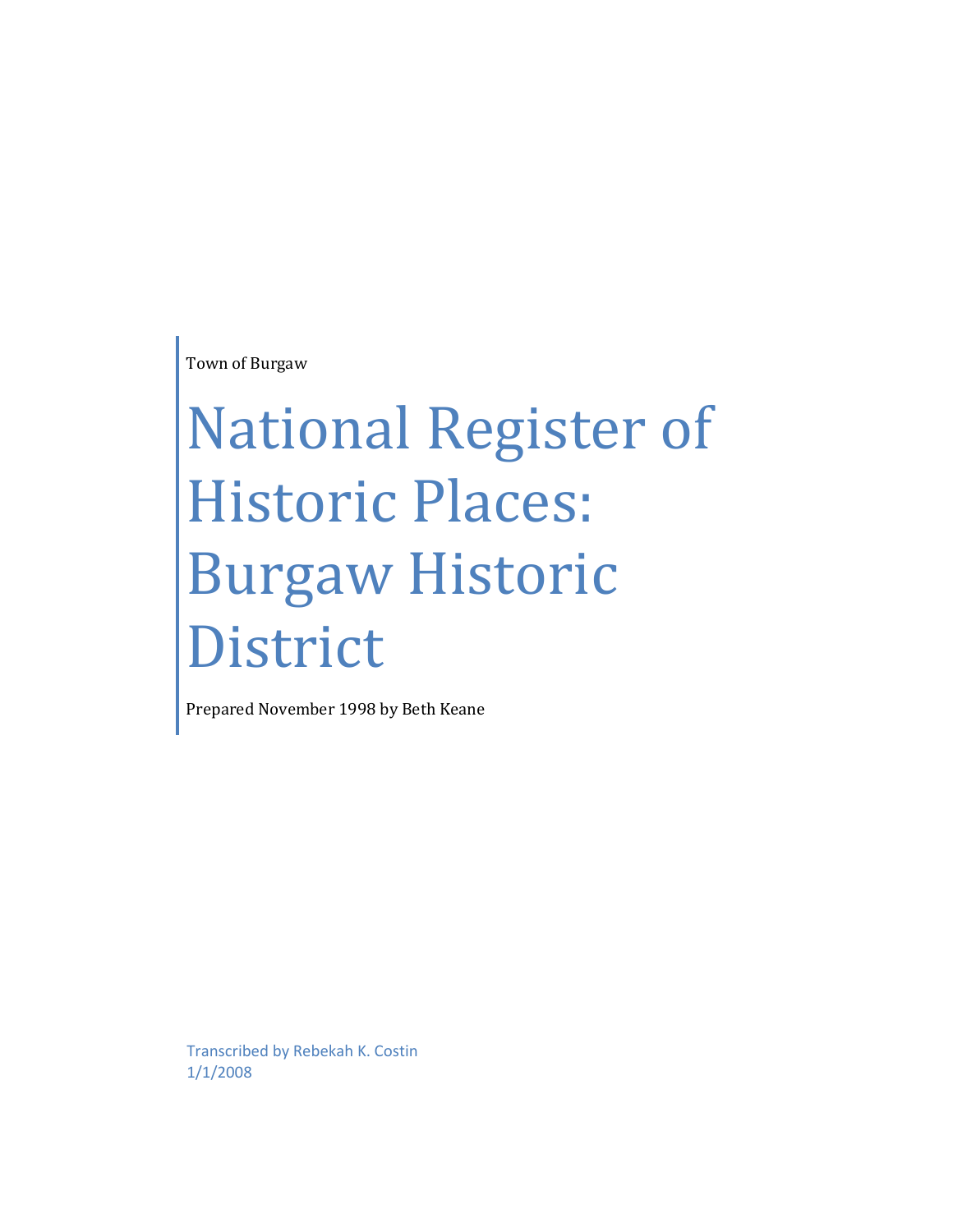Town of Burgaw

# National Register of Historic Places: Burgaw Historic District

Prepared November 1998 by Beth Keane

Transcribed by Rebekah K. Costin
1/1/2008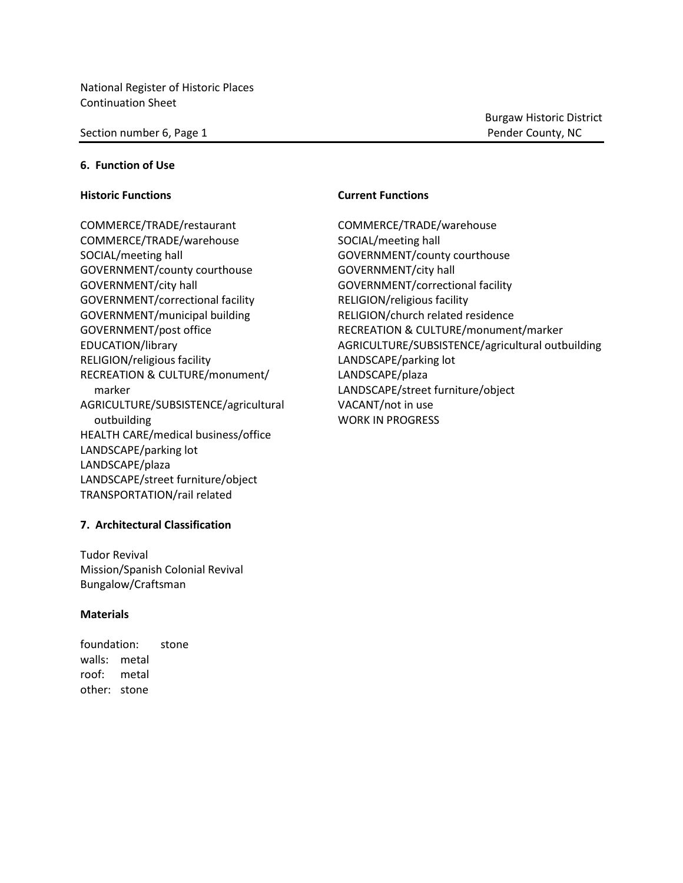## 6. Function of Use

### Historic Functions

COMMERCE/TRADE/restaurant
COMMERCE/TRADE/warehouse
SOCIAL/meeting hall
GOVERNMENT/county courthouse
GOVERNMENT/city hall
GOVERNMENT/correctional facility
GOVERNMENT/municipal building
GOVERNMENT/post office
EDUCATION/library
RELIGION/religious facility
RECREATION & CULTURE/monument/marker
AGRICULTURE/SUBSISTENCE/agricultural outbuilding
HEALTH CARE/medical business/office
LANDSCAPE/parking lot
LANDSCAPE/plaza
LANDSCAPE/street furniture/object
TRANSPORTATION/rail related

### Current Functions

COMMERCE/TRADE/warehouse
SOCIAL/meeting hall
GOVERNMENT/county courthouse
GOVERNMENT/city hall
GOVERNMENT/correctional facility
RELIGION/religious facility
RELIGION/church related residence
RECREATION & CULTURE/monument/marker
AGRICULTURE/SUBSISTENCE/agricultural outbuilding
LANDSCAPE/parking lot
LANDSCAPE/plaza
LANDSCAPE/street furniture/object
VACANT/not in use
WORK IN PROGRESS

## 7. Architectural Classification

Tudor Revival
Mission/Spanish Colonial Revival
Bungalow/Craftsman

### Materials

foundation: stone
walls: metal
roof: metal
other: stone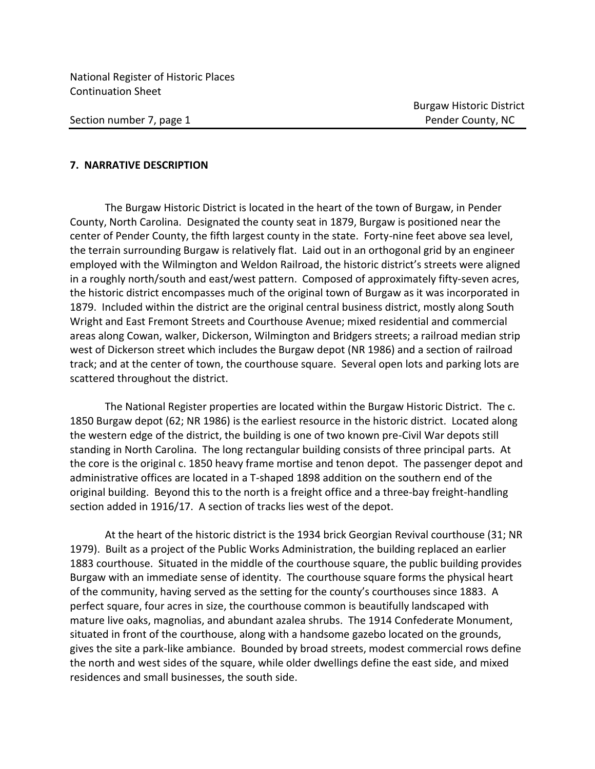## 7. NARRATIVE DESCRIPTION

The Burgaw Historic District is located in the heart of the town of Burgaw, in Pender County, North Carolina. Designated the county seat in 1879, Burgaw is positioned near the center of Pender County, the fifth largest county in the state. Forty-nine feet above sea level, the terrain surrounding Burgaw is relatively flat. Laid out in an orthogonal grid by an engineer employed with the Wilmington and Weldon Railroad, the historic district's streets were aligned in a roughly north/south and east/west pattern. Composed of approximately fifty-seven acres, the historic district encompasses much of the original town of Burgaw as it was incorporated in 1879. Included within the district are the original central business district, mostly along South Wright and East Fremont Streets and Courthouse Avenue; mixed residential and commercial areas along Cowan, walker, Dickerson, Wilmington and Bridgers streets; a railroad median strip west of Dickerson street which includes the Burgaw depot (NR 1986) and a section of railroad track; and at the center of town, the courthouse square. Several open lots and parking lots are scattered throughout the district.

The National Register properties are located within the Burgaw Historic District. The c. 1850 Burgaw depot (62; NR 1986) is the earliest resource in the historic district. Located along the western edge of the district, the building is one of two known pre-Civil War depots still standing in North Carolina. The long rectangular building consists of three principal parts. At the core is the original c. 1850 heavy frame mortise and tenon depot. The passenger depot and administrative offices are located in a T-shaped 1898 addition on the southern end of the original building. Beyond this to the north is a freight office and a three-bay freight-handling section added in 1916/17. A section of tracks lies west of the depot.

At the heart of the historic district is the 1934 brick Georgian Revival courthouse (31; NR 1979). Built as a project of the Public Works Administration, the building replaced an earlier 1883 courthouse. Situated in the middle of the courthouse square, the public building provides Burgaw with an immediate sense of identity. The courthouse square forms the physical heart of the community, having served as the setting for the county's courthouses since 1883. A perfect square, four acres in size, the courthouse common is beautifully landscaped with mature live oaks, magnolias, and abundant azalea shrubs. The 1914 Confederate Monument, situated in front of the courthouse, along with a handsome gazebo located on the grounds, gives the site a park-like ambiance. Bounded by broad streets, modest commercial rows define the north and west sides of the square, while older dwellings define the east side, and mixed residences and small businesses, the south side.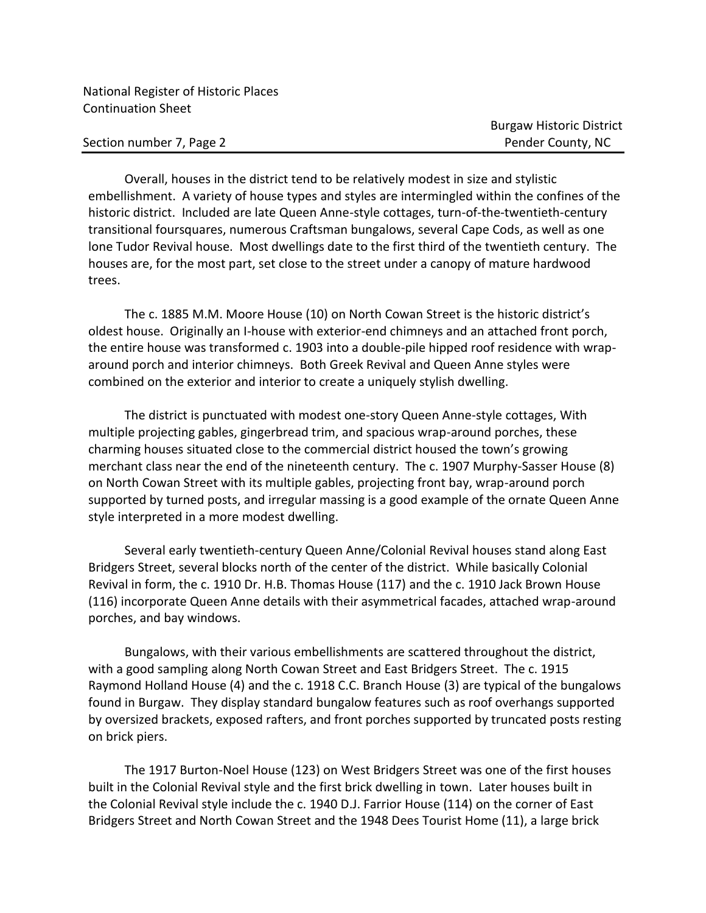Overall, houses in the district tend to be relatively modest in size and stylistic embellishment. A variety of house types and styles are intermingled within the confines of the historic district. Included are late Queen Anne-style cottages, turn-of-the-twentieth-century transitional foursquares, numerous Craftsman bungalows, several Cape Cods, as well as one lone Tudor Revival house. Most dwellings date to the first third of the twentieth century. The houses are, for the most part, set close to the street under a canopy of mature hardwood trees.

The c. 1885 M.M. Moore House (10) on North Cowan Street is the historic district's oldest house. Originally an I-house with exterior-end chimneys and an attached front porch, the entire house was transformed c. 1903 into a double-pile hipped roof residence with wrap-around porch and interior chimneys. Both Greek Revival and Queen Anne styles were combined on the exterior and interior to create a uniquely stylish dwelling.

The district is punctuated with modest one-story Queen Anne-style cottages, With multiple projecting gables, gingerbread trim, and spacious wrap-around porches, these charming houses situated close to the commercial district housed the town's growing merchant class near the end of the nineteenth century. The c. 1907 Murphy-Sasser House (8) on North Cowan Street with its multiple gables, projecting front bay, wrap-around porch supported by turned posts, and irregular massing is a good example of the ornate Queen Anne style interpreted in a more modest dwelling.

Several early twentieth-century Queen Anne/Colonial Revival houses stand along East Bridgers Street, several blocks north of the center of the district. While basically Colonial Revival in form, the c. 1910 Dr. H.B. Thomas House (117) and the c. 1910 Jack Brown House (116) incorporate Queen Anne details with their asymmetrical facades, attached wrap-around porches, and bay windows.

Bungalows, with their various embellishments are scattered throughout the district, with a good sampling along North Cowan Street and East Bridgers Street. The c. 1915 Raymond Holland House (4) and the c. 1918 C.C. Branch House (3) are typical of the bungalows found in Burgaw. They display standard bungalow features such as roof overhangs supported by oversized brackets, exposed rafters, and front porches supported by truncated posts resting on brick piers.

The 1917 Burton-Noel House (123) on West Bridgers Street was one of the first houses built in the Colonial Revival style and the first brick dwelling in town. Later houses built in the Colonial Revival style include the c. 1940 D.J. Farrior House (114) on the corner of East Bridgers Street and North Cowan Street and the 1948 Dees Tourist Home (11), a large brick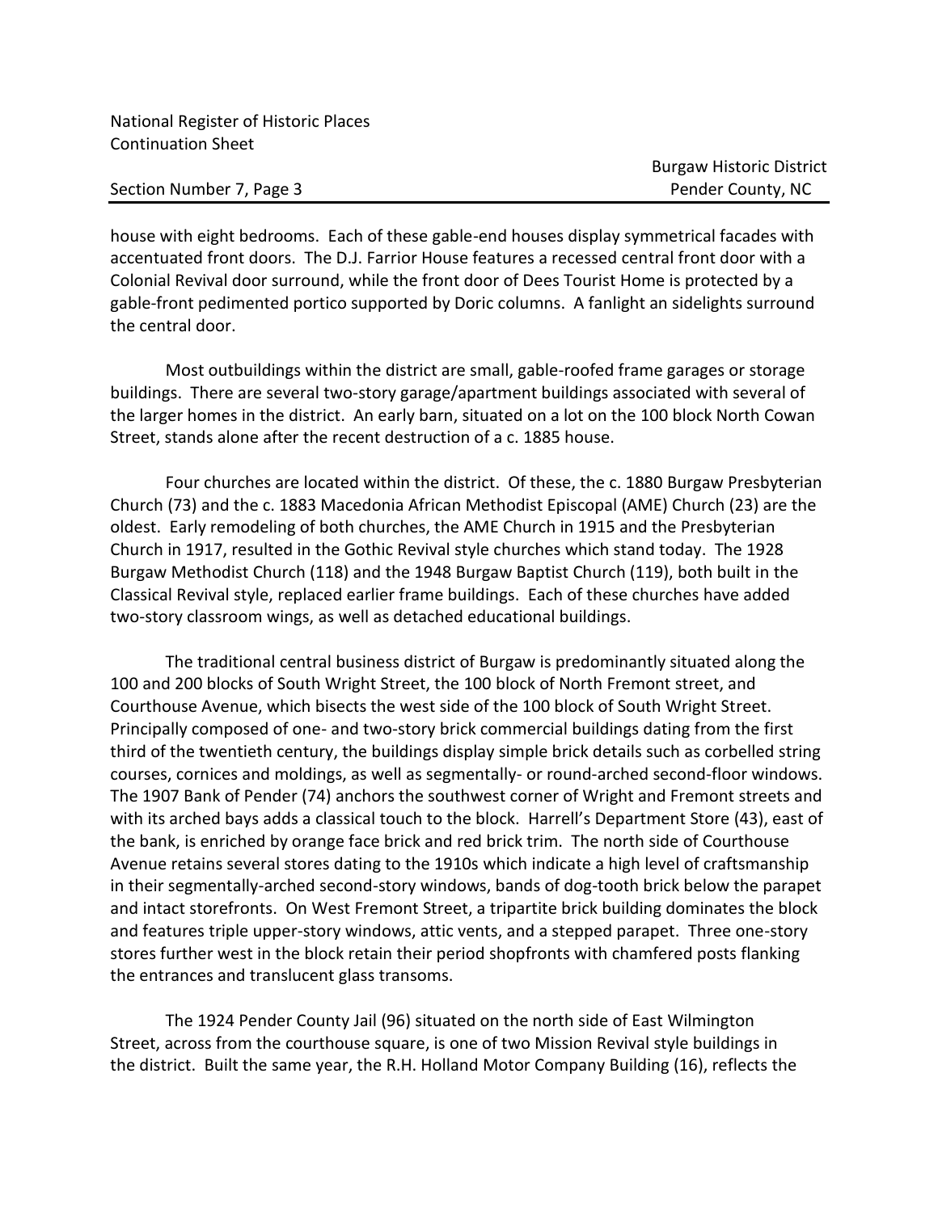house with eight bedrooms. Each of these gable-end houses display symmetrical facades with accentuated front doors. The D.J. Farrior House features a recessed central front door with a Colonial Revival door surround, while the front door of Dees Tourist Home is protected by a gable-front pedimented portico supported by Doric columns. A fanlight an sidelights surround the central door.

Most outbuildings within the district are small, gable-roofed frame garages or storage buildings. There are several two-story garage/apartment buildings associated with several of the larger homes in the district. An early barn, situated on a lot on the 100 block North Cowan Street, stands alone after the recent destruction of a c. 1885 house.

Four churches are located within the district. Of these, the c. 1880 Burgaw Presbyterian Church (73) and the c. 1883 Macedonia African Methodist Episcopal (AME) Church (23) are the oldest. Early remodeling of both churches, the AME Church in 1915 and the Presbyterian Church in 1917, resulted in the Gothic Revival style churches which stand today. The 1928 Burgaw Methodist Church (118) and the 1948 Burgaw Baptist Church (119), both built in the Classical Revival style, replaced earlier frame buildings. Each of these churches have added two-story classroom wings, as well as detached educational buildings.

The traditional central business district of Burgaw is predominantly situated along the 100 and 200 blocks of South Wright Street, the 100 block of North Fremont street, and Courthouse Avenue, which bisects the west side of the 100 block of South Wright Street. Principally composed of one- and two-story brick commercial buildings dating from the first third of the twentieth century, the buildings display simple brick details such as corbelled string courses, cornices and moldings, as well as segmentally- or round-arched second-floor windows. The 1907 Bank of Pender (74) anchors the southwest corner of Wright and Fremont streets and with its arched bays adds a classical touch to the block. Harrell's Department Store (43), east of the bank, is enriched by orange face brick and red brick trim. The north side of Courthouse Avenue retains several stores dating to the 1910s which indicate a high level of craftsmanship in their segmentally-arched second-story windows, bands of dog-tooth brick below the parapet and intact storefronts. On West Fremont Street, a tripartite brick building dominates the block and features triple upper-story windows, attic vents, and a stepped parapet. Three one-story stores further west in the block retain their period shopfronts with chamfered posts flanking the entrances and translucent glass transoms.

The 1924 Pender County Jail (96) situated on the north side of East Wilmington Street, across from the courthouse square, is one of two Mission Revival style buildings in the district. Built the same year, the R.H. Holland Motor Company Building (16), reflects the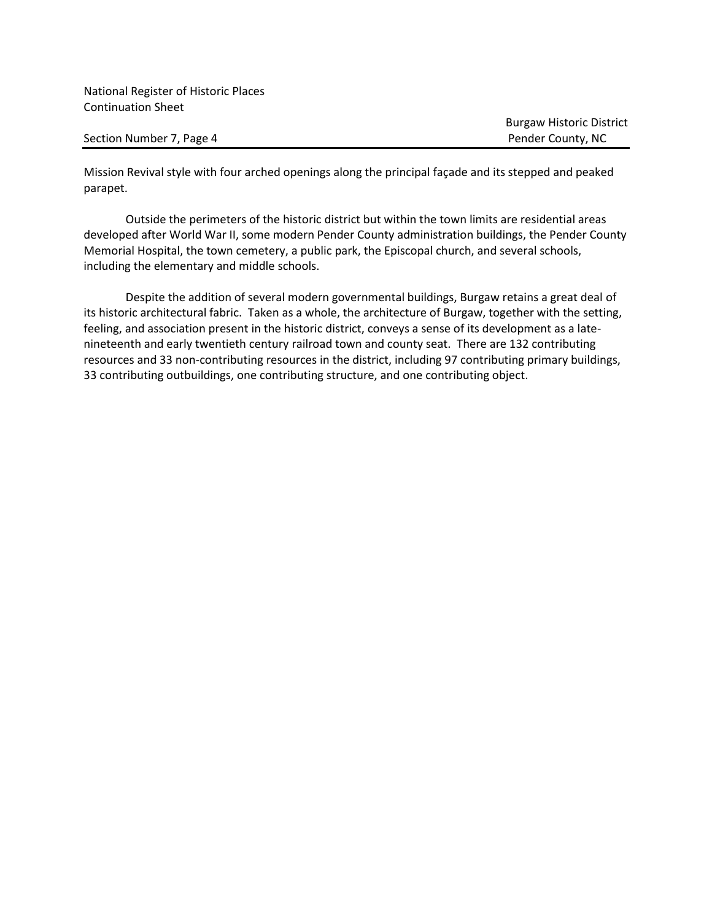Mission Revival style with four arched openings along the principal façade and its stepped and peaked parapet.

Outside the perimeters of the historic district but within the town limits are residential areas developed after World War II, some modern Pender County administration buildings, the Pender County Memorial Hospital, the town cemetery, a public park, the Episcopal church, and several schools, including the elementary and middle schools.

Despite the addition of several modern governmental buildings, Burgaw retains a great deal of its historic architectural fabric. Taken as a whole, the architecture of Burgaw, together with the setting, feeling, and association present in the historic district, conveys a sense of its development as a late-nineteenth and early twentieth century railroad town and county seat. There are 132 contributing resources and 33 non-contributing resources in the district, including 97 contributing primary buildings, 33 contributing outbuildings, one contributing structure, and one contributing object.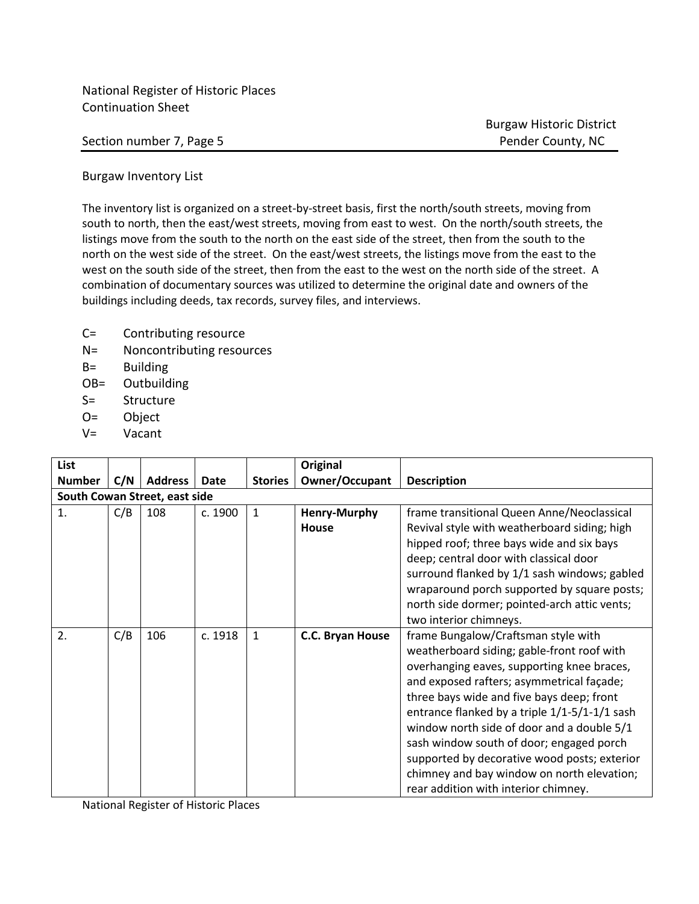Burgaw Inventory List

The inventory list is organized on a street-by-street basis, first the north/south streets, moving from south to north, then the east/west streets, moving from east to west. On the north/south streets, the listings move from the south to the north on the east side of the street, then from the south to the north on the west side of the street. On the east/west streets, the listings move from the east to the west on the south side of the street, then from the east to the west on the north side of the street. A combination of documentary sources was utilized to determine the original date and owners of the buildings including deeds, tax records, survey files, and interviews.

- C= Contributing resource
- N= Noncontributing resources
- B= Building
- OB= Outbuilding
- S= Structure
- O= Object
- V= Vacant

| List Number | C/N | Address | Date | Stories | Original Owner/Occupant | Description |
|---|---|---|---|---|---|---|
| **South Cowan Street, east side** | | | | | | |
| 1. | C/B | 108 | c. 1900 | 1 | **Henry-Murphy House** | frame transitional Queen Anne/Neoclassical Revival style with weatherboard siding; high hipped roof; three bays wide and six bays deep; central door with classical door surround flanked by 1/1 sash windows; gabled wraparound porch supported by square posts; north side dormer; pointed-arch attic vents; two interior chimneys. |
| 2. | C/B | 106 | c. 1918 | 1 | **C.C. Bryan House** | frame Bungalow/Craftsman style with weatherboard siding; gable-front roof with overhanging eaves, supporting knee braces, and exposed rafters; asymmetrical façade; three bays wide and five bays deep; front entrance flanked by a triple 1/1-5/1-1/1 sash window north side of door and a double 5/1 sash window south of door; engaged porch supported by decorative wood posts; exterior chimney and bay window on north elevation; rear addition with interior chimney. |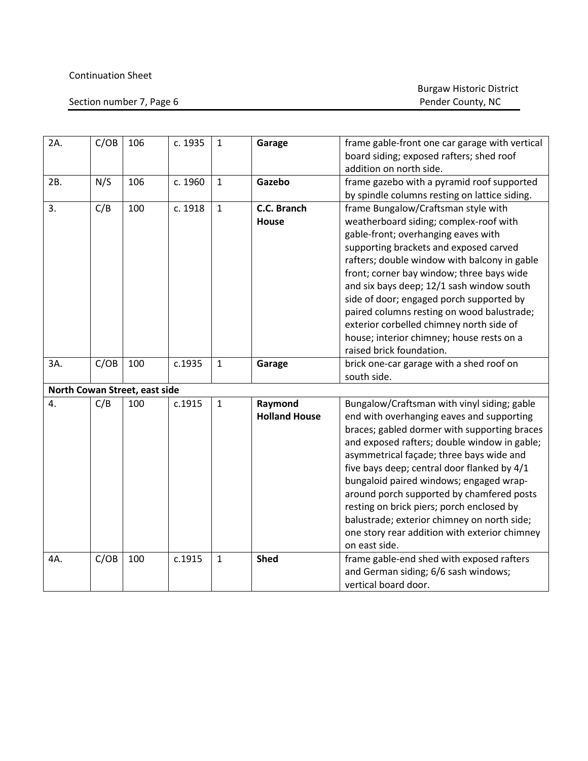| | | | | | | |
|---|---|---|---|---|---|---|
| 2A. | C/OB | 106 | c. 1935 | 1 | **Garage** | frame gable-front one car garage with vertical board siding; exposed rafters; shed roof addition on north side. |
| 2B. | N/S | 106 | c. 1960 | 1 | **Gazebo** | frame gazebo with a pyramid roof supported by spindle columns resting on lattice siding. |
| 3. | C/B | 100 | c. 1918 | 1 | **C.C. Branch House** | frame Bungalow/Craftsman style with weatherboard siding; complex-roof with gable-front; overhanging eaves with supporting brackets and exposed carved rafters; double window with balcony in gable front; corner bay window; three bays wide and six bays deep; 12/1 sash window south side of door; engaged porch supported by paired columns resting on wood balustrade; exterior corbelled chimney north side of house; interior chimney; house rests on a raised brick foundation. |
| 3A. | C/OB | 100 | c.1935 | 1 | **Garage** | brick one-car garage with a shed roof on south side. |
| **North Cowan Street, east side** | | | | | | |
| 4. | C/B | 100 | c.1915 | 1 | **Raymond Holland House** | Bungalow/Craftsman with vinyl siding; gable end with overhanging eaves and supporting braces; gabled dormer with supporting braces and exposed rafters; double window in gable; asymmetrical façade; three bays wide and five bays deep; central door flanked by 4/1 bungaloid paired windows; engaged wrap-around porch supported by chamfered posts resting on brick piers; porch enclosed by balustrade; exterior chimney on north side; one story rear addition with exterior chimney on east side. |
| 4A. | C/OB | 100 | c.1915 | 1 | **Shed** | frame gable-end shed with exposed rafters and German siding; 6/6 sash windows; vertical board door. |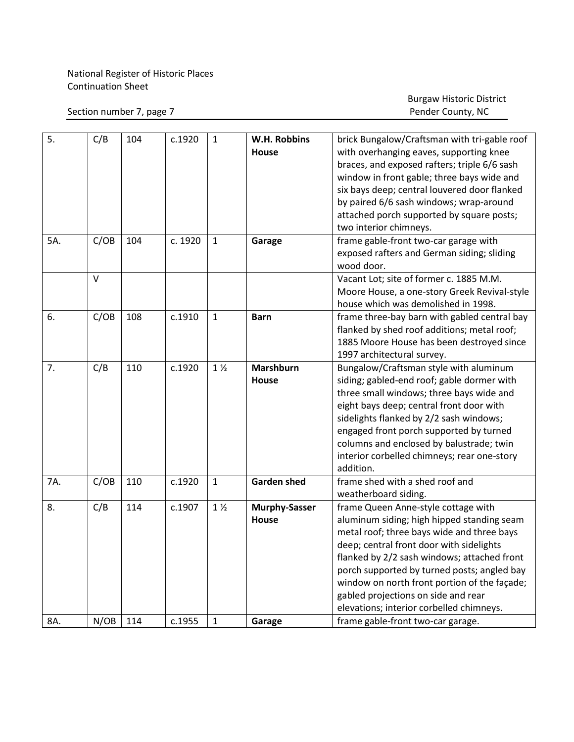National Register of Historic Places
Continuation Sheet

Section number 7, page 7

Burgaw Historic District
Pender County, NC

| | | | | | | |
|---|---|---|---|---|---|---|
| 5. | C/B | 104 | c.1920 | 1 | **W.H. Robbins House** | brick Bungalow/Craftsman with tri-gable roof with overhanging eaves, supporting knee braces, and exposed rafters; triple 6/6 sash window in front gable; three bays wide and six bays deep; central louvered door flanked by paired 6/6 sash windows; wrap-around attached porch supported by square posts; two interior chimneys. |
| 5A. | C/OB | 104 | c. 1920 | 1 | **Garage** | frame gable-front two-car garage with exposed rafters and German siding; sliding wood door. |
| | V | | | | | Vacant Lot; site of former c. 1885 M.M. Moore House, a one-story Greek Revival-style house which was demolished in 1998. |
| 6. | C/OB | 108 | c.1910 | 1 | **Barn** | frame three-bay barn with gabled central bay flanked by shed roof additions; metal roof; 1885 Moore House has been destroyed since 1997 architectural survey. |
| 7. | C/B | 110 | c.1920 | 1 ½ | **Marshburn House** | Bungalow/Craftsman style with aluminum siding; gabled-end roof; gable dormer with three small windows; three bays wide and eight bays deep; central front door with sidelights flanked by 2/2 sash windows; engaged front porch supported by turned columns and enclosed by balustrade; twin interior corbelled chimneys; rear one-story addition. |
| 7A. | C/OB | 110 | c.1920 | 1 | **Garden shed** | frame shed with a shed roof and weatherboard siding. |
| 8. | C/B | 114 | c.1907 | 1 ½ | **Murphy-Sasser House** | frame Queen Anne-style cottage with aluminum siding; high hipped standing seam metal roof; three bays wide and three bays deep; central front door with sidelights flanked by 2/2 sash windows; attached front porch supported by turned posts; angled bay window on north front portion of the façade; gabled projections on side and rear elevations; interior corbelled chimneys. |
| 8A. | N/OB | 114 | c.1955 | 1 | **Garage** | frame gable-front two-car garage. |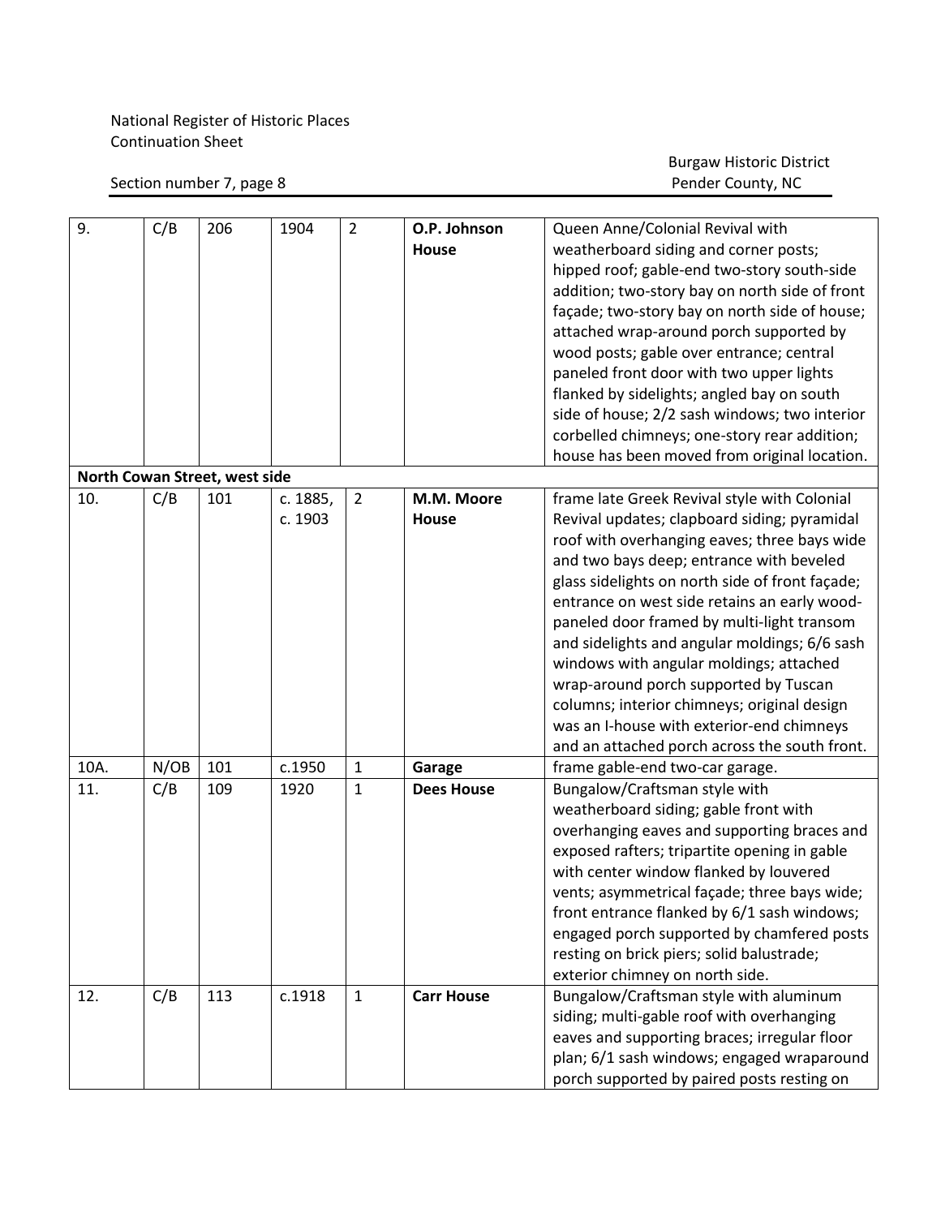National Register of Historic Places
Continuation Sheet

Burgaw Historic District
Pender County, NC

Section number 7, page 8

| | | | | | | |
|---|---|---|---|---|---|---|
| 9. | C/B | 206 | 1904 | 2 | **O.P. Johnson House** | Queen Anne/Colonial Revival with weatherboard siding and corner posts; hipped roof; gable-end two-story south-side addition; two-story bay on north side of front façade; two-story bay on north side of house; attached wrap-around porch supported by wood posts; gable over entrance; central paneled front door with two upper lights flanked by sidelights; angled bay on south side of house; 2/2 sash windows; two interior corbelled chimneys; one-story rear addition; house has been moved from original location. |
| **North Cowan Street, west side** | | | | | | |
| 10. | C/B | 101 | c. 1885, c. 1903 | 2 | **M.M. Moore House** | frame late Greek Revival style with Colonial Revival updates; clapboard siding; pyramidal roof with overhanging eaves; three bays wide and two bays deep; entrance with beveled glass sidelights on north side of front façade; entrance on west side retains an early wood-paneled door framed by multi-light transom and sidelights and angular moldings; 6/6 sash windows with angular moldings; attached wrap-around porch supported by Tuscan columns; interior chimneys; original design was an I-house with exterior-end chimneys and an attached porch across the south front. |
| 10A. | N/OB | 101 | c.1950 | 1 | **Garage** | frame gable-end two-car garage. |
| 11. | C/B | 109 | 1920 | 1 | **Dees House** | Bungalow/Craftsman style with weatherboard siding; gable front with overhanging eaves and supporting braces and exposed rafters; tripartite opening in gable with center window flanked by louvered vents; asymmetrical façade; three bays wide; front entrance flanked by 6/1 sash windows; engaged porch supported by chamfered posts resting on brick piers; solid balustrade; exterior chimney on north side. |
| 12. | C/B | 113 | c.1918 | 1 | **Carr House** | Bungalow/Craftsman style with aluminum siding; multi-gable roof with overhanging eaves and supporting braces; irregular floor plan; 6/1 sash windows; engaged wraparound porch supported by paired posts resting on |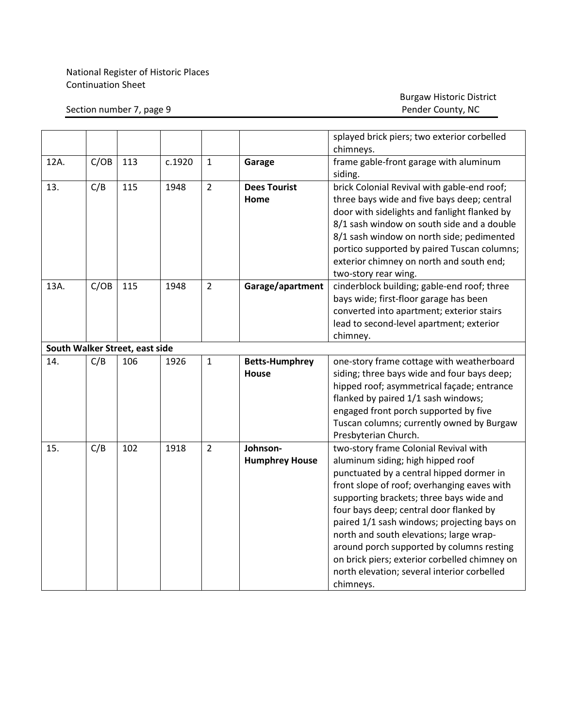| | | | | | | |
|---|---|---|---|---|---|---|
| | | | | | | splayed brick piers; two exterior corbelled chimneys. |
| 12A. | C/OB | 113 | c.1920 | 1 | **Garage** | frame gable-front garage with aluminum siding. |
| 13. | C/B | 115 | 1948 | 2 | **Dees Tourist Home** | brick Colonial Revival with gable-end roof; three bays wide and five bays deep; central door with sidelights and fanlight flanked by 8/1 sash window on south side and a double 8/1 sash window on north side; pedimented portico supported by paired Tuscan columns; exterior chimney on north and south end; two-story rear wing. |
| 13A. | C/OB | 115 | 1948 | 2 | **Garage/apartment** | cinderblock building; gable-end roof; three bays wide; first-floor garage has been converted into apartment; exterior stairs lead to second-level apartment; exterior chimney. |
| **South Walker Street, east side** | | | | | | |
| 14. | C/B | 106 | 1926 | 1 | **Betts-Humphrey House** | one-story frame cottage with weatherboard siding; three bays wide and four bays deep; hipped roof; asymmetrical façade; entrance flanked by paired 1/1 sash windows; engaged front porch supported by five Tuscan columns; currently owned by Burgaw Presbyterian Church. |
| 15. | C/B | 102 | 1918 | 2 | **Johnson-Humphrey House** | two-story frame Colonial Revival with aluminum siding; high hipped roof punctuated by a central hipped dormer in front slope of roof; overhanging eaves with supporting brackets; three bays wide and four bays deep; central door flanked by paired 1/1 sash windows; projecting bays on north and south elevations; large wrap-around porch supported by columns resting on brick piers; exterior corbelled chimney on north elevation; several interior corbelled chimneys. |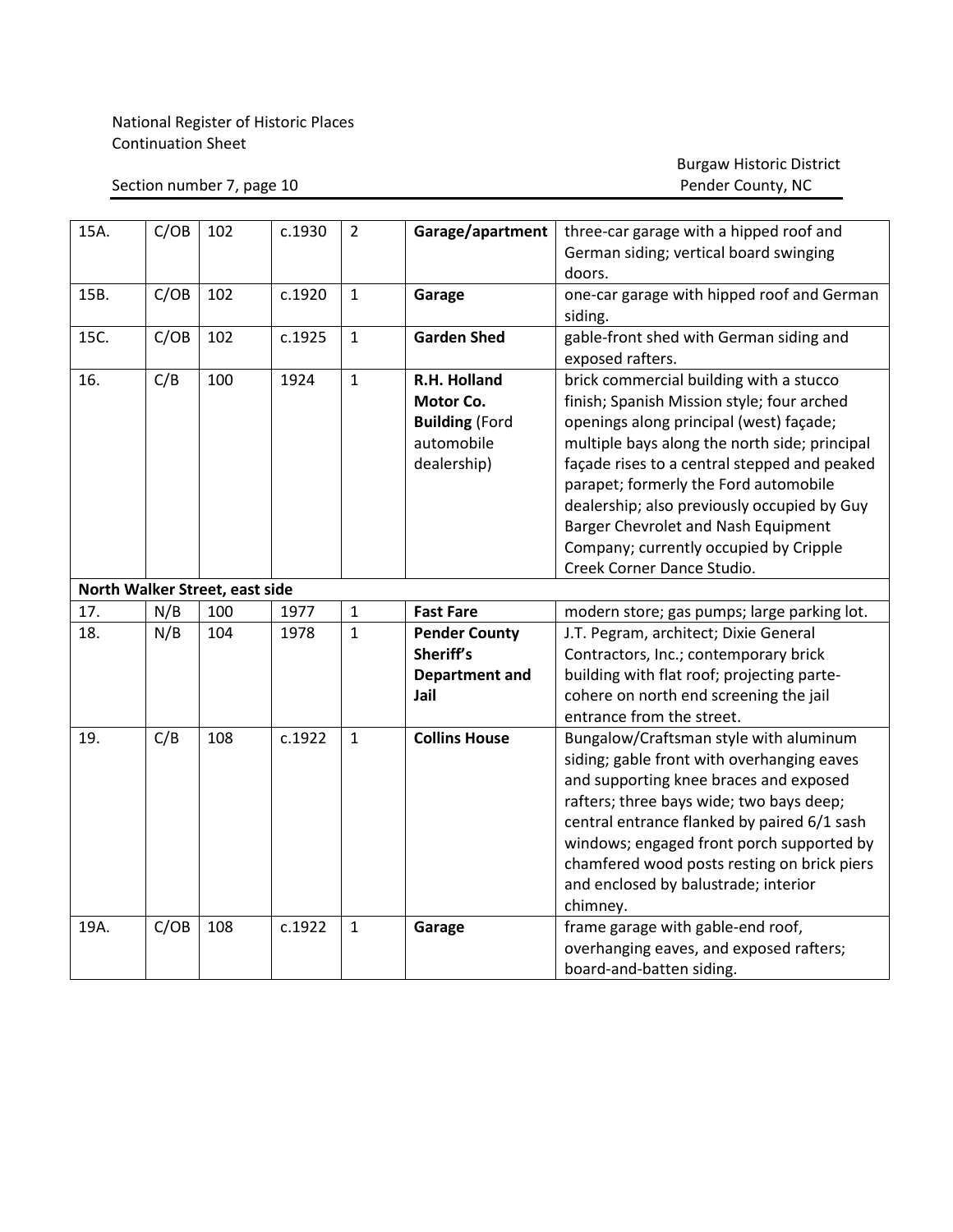| 15A. | C/OB | 102 | c.1930 | 2 | **Garage/apartment** | three-car garage with a hipped roof and German siding; vertical board swinging doors. |
|---|---|---|---|---|---|---|
| 15B. | C/OB | 102 | c.1920 | 1 | **Garage** | one-car garage with hipped roof and German siding. |
| 15C. | C/OB | 102 | c.1925 | 1 | **Garden Shed** | gable-front shed with German siding and exposed rafters. |
| 16. | C/B | 100 | 1924 | 1 | **R.H. Holland Motor Co. Building** (Ford automobile dealership) | brick commercial building with a stucco finish; Spanish Mission style; four arched openings along principal (west) façade; multiple bays along the north side; principal façade rises to a central stepped and peaked parapet; formerly the Ford automobile dealership; also previously occupied by Guy Barger Chevrolet and Nash Equipment Company; currently occupied by Cripple Creek Corner Dance Studio. |
| **North Walker Street, east side** | | | | | | |
| 17. | N/B | 100 | 1977 | 1 | **Fast Fare** | modern store; gas pumps; large parking lot. |
| 18. | N/B | 104 | 1978 | 1 | **Pender County Sheriff's Department and Jail** | J.T. Pegram, architect; Dixie General Contractors, Inc.; contemporary brick building with flat roof; projecting parte-cohere on north end screening the jail entrance from the street. |
| 19. | C/B | 108 | c.1922 | 1 | **Collins House** | Bungalow/Craftsman style with aluminum siding; gable front with overhanging eaves and supporting knee braces and exposed rafters; three bays wide; two bays deep; central entrance flanked by paired 6/1 sash windows; engaged front porch supported by chamfered wood posts resting on brick piers and enclosed by balustrade; interior chimney. |
| 19A. | C/OB | 108 | c.1922 | 1 | **Garage** | frame garage with gable-end roof, overhanging eaves, and exposed rafters; board-and-batten siding. |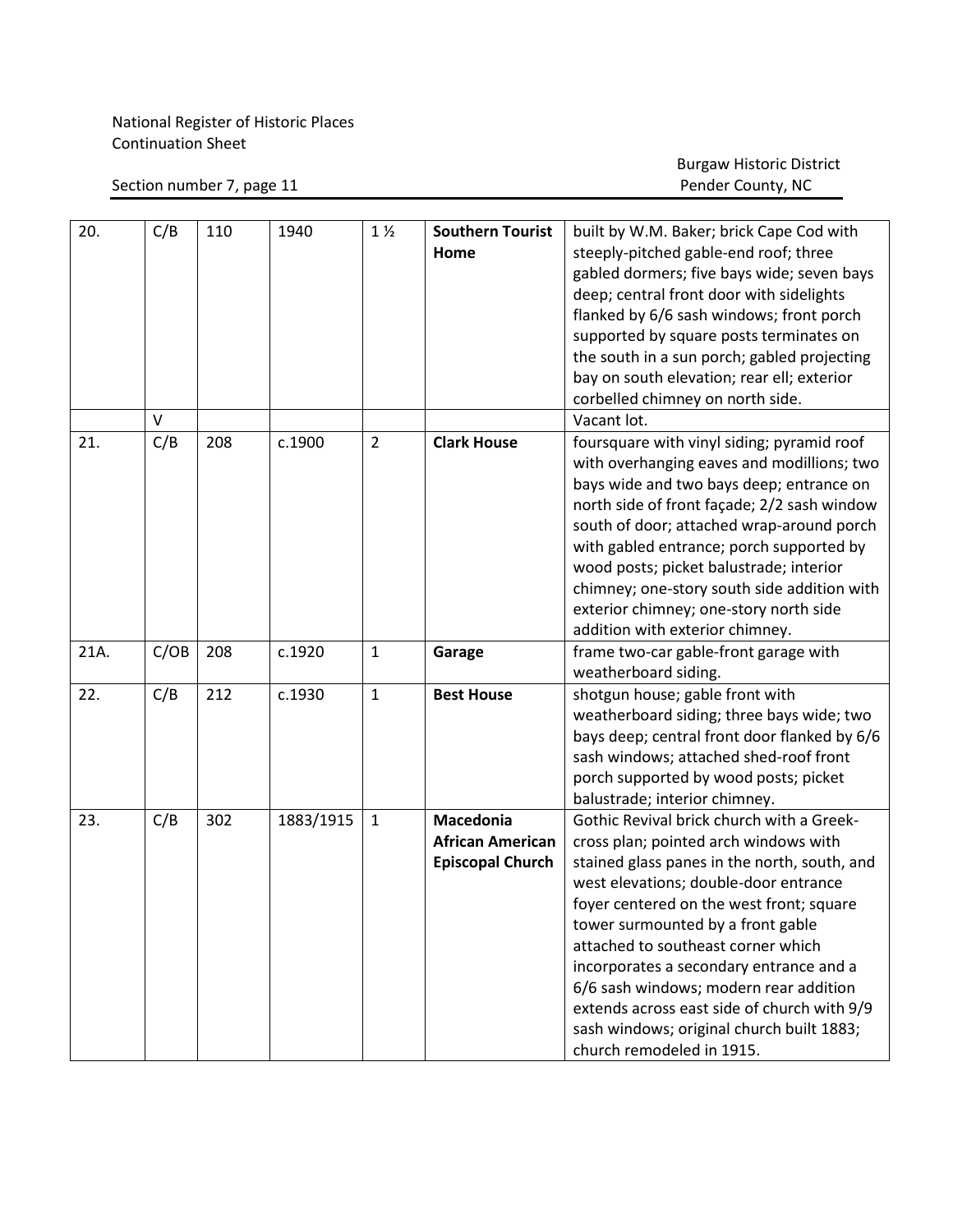| | | | | | | |
|---|---|---|---|---|---|---|
| 20. | C/B | 110 | 1940 | 1 ½ | **Southern Tourist Home** | built by W.M. Baker; brick Cape Cod with steeply-pitched gable-end roof; three gabled dormers; five bays wide; seven bays deep; central front door with sidelights flanked by 6/6 sash windows; front porch supported by square posts terminates on the south in a sun porch; gabled projecting bay on south elevation; rear ell; exterior corbelled chimney on north side. |
| | V | | | | | Vacant lot. |
| 21. | C/B | 208 | c.1900 | 2 | **Clark House** | foursquare with vinyl siding; pyramid roof with overhanging eaves and modillions; two bays wide and two bays deep; entrance on north side of front façade; 2/2 sash window south of door; attached wrap-around porch with gabled entrance; porch supported by wood posts; picket balustrade; interior chimney; one-story south side addition with exterior chimney; one-story north side addition with exterior chimney. |
| 21A. | C/OB | 208 | c.1920 | 1 | **Garage** | frame two-car gable-front garage with weatherboard siding. |
| 22. | C/B | 212 | c.1930 | 1 | **Best House** | shotgun house; gable front with weatherboard siding; three bays wide; two bays deep; central front door flanked by 6/6 sash windows; attached shed-roof front porch supported by wood posts; picket balustrade; interior chimney. |
| 23. | C/B | 302 | 1883/1915 | 1 | **Macedonia African American Episcopal Church** | Gothic Revival brick church with a Greek-cross plan; pointed arch windows with stained glass panes in the north, south, and west elevations; double-door entrance foyer centered on the west front; square tower surmounted by a front gable attached to southeast corner which incorporates a secondary entrance and a 6/6 sash windows; modern rear addition extends across east side of church with 9/9 sash windows; original church built 1883; church remodeled in 1915. |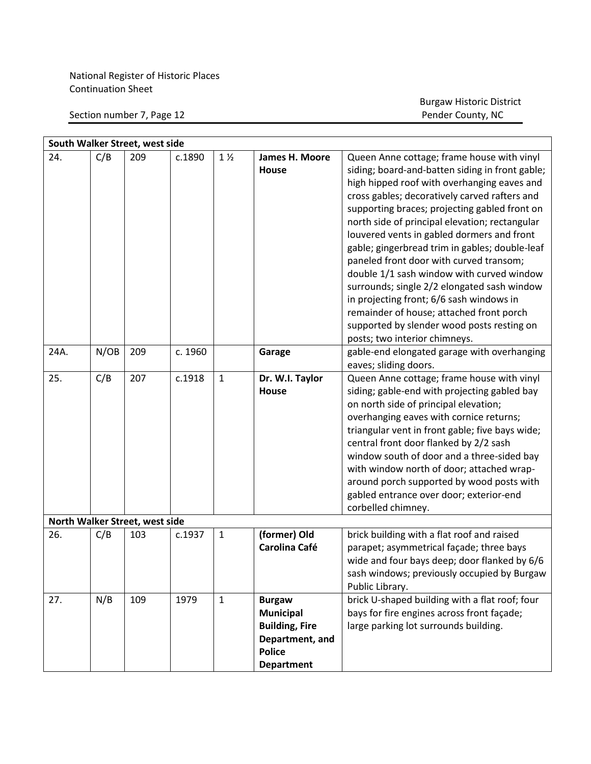| South Walker Street, west side | | | | | | |
|---|---|---|---|---|---|---|
| 24. | C/B | 209 | c.1890 | 1 ½ | **James H. Moore House** | Queen Anne cottage; frame house with vinyl siding; board-and-batten siding in front gable; high hipped roof with overhanging eaves and cross gables; decoratively carved rafters and supporting braces; projecting gabled front on north side of principal elevation; rectangular louvered vents in gabled dormers and front gable; gingerbread trim in gables; double-leaf paneled front door with curved transom; double 1/1 sash window with curved window surrounds; single 2/2 elongated sash window in projecting front; 6/6 sash windows in remainder of house; attached front porch supported by slender wood posts resting on posts; two interior chimneys. |
| 24A. | N/OB | 209 | c. 1960 | | **Garage** | gable-end elongated garage with overhanging eaves; sliding doors. |
| 25. | C/B | 207 | c.1918 | 1 | **Dr. W.I. Taylor House** | Queen Anne cottage; frame house with vinyl siding; gable-end with projecting gabled bay on north side of principal elevation; overhanging eaves with cornice returns; triangular vent in front gable; five bays wide; central front door flanked by 2/2 sash window south of door and a three-sided bay with window north of door; attached wrap-around porch supported by wood posts with gabled entrance over door; exterior-end corbelled chimney. |
| **North Walker Street, west side** | | | | | | |
| 26. | C/B | 103 | c.1937 | 1 | **(former) Old Carolina Café** | brick building with a flat roof and raised parapet; asymmetrical façade; three bays wide and four bays deep; door flanked by 6/6 sash windows; previously occupied by Burgaw Public Library. |
| 27. | N/B | 109 | 1979 | 1 | **Burgaw Municipal Building, Fire Department, and Police Department** | brick U-shaped building with a flat roof; four bays for fire engines across front façade; large parking lot surrounds building. |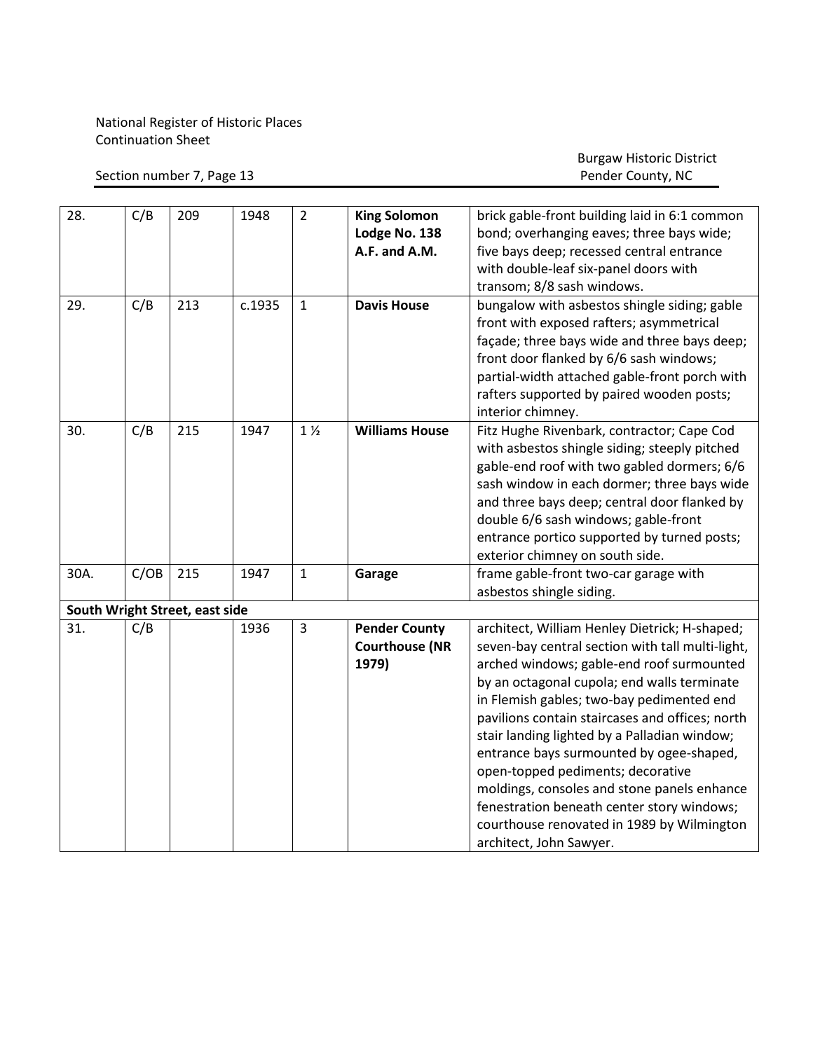| | | | | | | |
|---|---|---|---|---|---|---|
| 28. | C/B | 209 | 1948 | 2 | **King Solomon Lodge No. 138 A.F. and A.M.** | brick gable-front building laid in 6:1 common bond; overhanging eaves; three bays wide; five bays deep; recessed central entrance with double-leaf six-panel doors with transom; 8/8 sash windows. |
| 29. | C/B | 213 | c.1935 | 1 | **Davis House** | bungalow with asbestos shingle siding; gable front with exposed rafters; asymmetrical façade; three bays wide and three bays deep; front door flanked by 6/6 sash windows; partial-width attached gable-front porch with rafters supported by paired wooden posts; interior chimney. |
| 30. | C/B | 215 | 1947 | 1 ½ | **Williams House** | Fitz Hughe Rivenbark, contractor; Cape Cod with asbestos shingle siding; steeply pitched gable-end roof with two gabled dormers; 6/6 sash window in each dormer; three bays wide and three bays deep; central door flanked by double 6/6 sash windows; gable-front entrance portico supported by turned posts; exterior chimney on south side. |
| 30A. | C/OB | 215 | 1947 | 1 | **Garage** | frame gable-front two-car garage with asbestos shingle siding. |
| **South Wright Street, east side** | | | | | | |
| 31. | C/B | | 1936 | 3 | **Pender County Courthouse (NR 1979)** | architect, William Henley Dietrick; H-shaped; seven-bay central section with tall multi-light, arched windows; gable-end roof surmounted by an octagonal cupola; end walls terminate in Flemish gables; two-bay pedimented end pavilions contain staircases and offices; north stair landing lighted by a Palladian window; entrance bays surmounted by ogee-shaped, open-topped pediments; decorative moldings, consoles and stone panels enhance fenestration beneath center story windows; courthouse renovated in 1989 by Wilmington architect, John Sawyer. |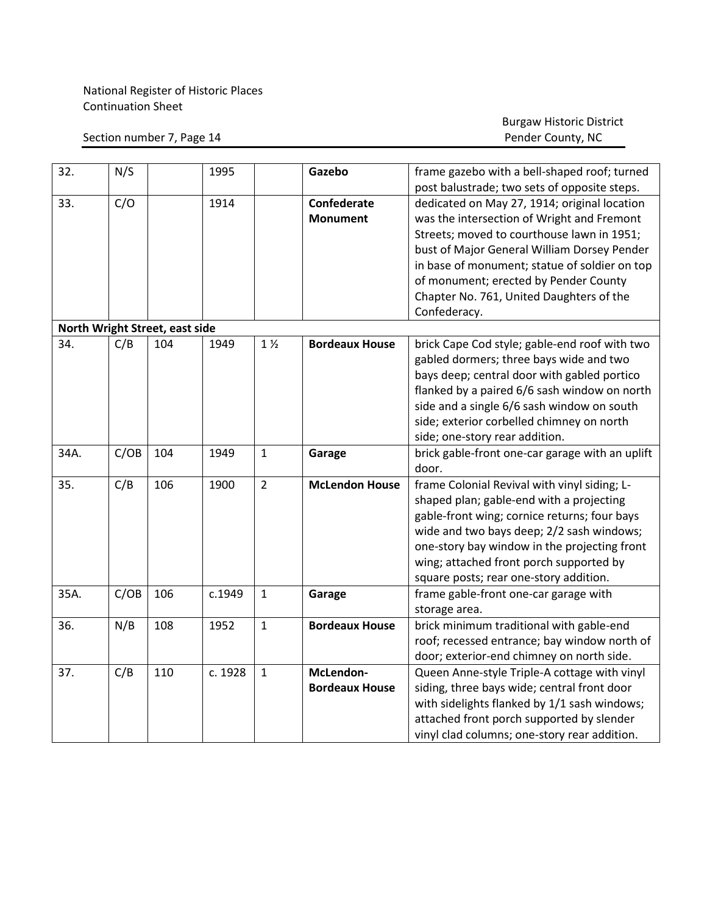| | | | | | | |
|---|---|---|---|---|---|---|
| 32. | N/S | | 1995 | | **Gazebo** | frame gazebo with a bell-shaped roof; turned post balustrade; two sets of opposite steps. |
| 33. | C/O | | 1914 | | **Confederate Monument** | dedicated on May 27, 1914; original location was the intersection of Wright and Fremont Streets; moved to courthouse lawn in 1951; bust of Major General William Dorsey Pender in base of monument; statue of soldier on top of monument; erected by Pender County Chapter No. 761, United Daughters of the Confederacy. |
| **North Wright Street, east side** | | | | | | |
| 34. | C/B | 104 | 1949 | 1 ½ | **Bordeaux House** | brick Cape Cod style; gable-end roof with two gabled dormers; three bays wide and two bays deep; central door with gabled portico flanked by a paired 6/6 sash window on north side and a single 6/6 sash window on south side; exterior corbelled chimney on north side; one-story rear addition. |
| 34A. | C/OB | 104 | 1949 | 1 | **Garage** | brick gable-front one-car garage with an uplift door. |
| 35. | C/B | 106 | 1900 | 2 | **McLendon House** | frame Colonial Revival with vinyl siding; L-shaped plan; gable-end with a projecting gable-front wing; cornice returns; four bays wide and two bays deep; 2/2 sash windows; one-story bay window in the projecting front wing; attached front porch supported by square posts; rear one-story addition. |
| 35A. | C/OB | 106 | c.1949 | 1 | **Garage** | frame gable-front one-car garage with storage area. |
| 36. | N/B | 108 | 1952 | 1 | **Bordeaux House** | brick minimum traditional with gable-end roof; recessed entrance; bay window north of door; exterior-end chimney on north side. |
| 37. | C/B | 110 | c. 1928 | 1 | **McLendon-Bordeaux House** | Queen Anne-style Triple-A cottage with vinyl siding, three bays wide; central front door with sidelights flanked by 1/1 sash windows; attached front porch supported by slender vinyl clad columns; one-story rear addition. |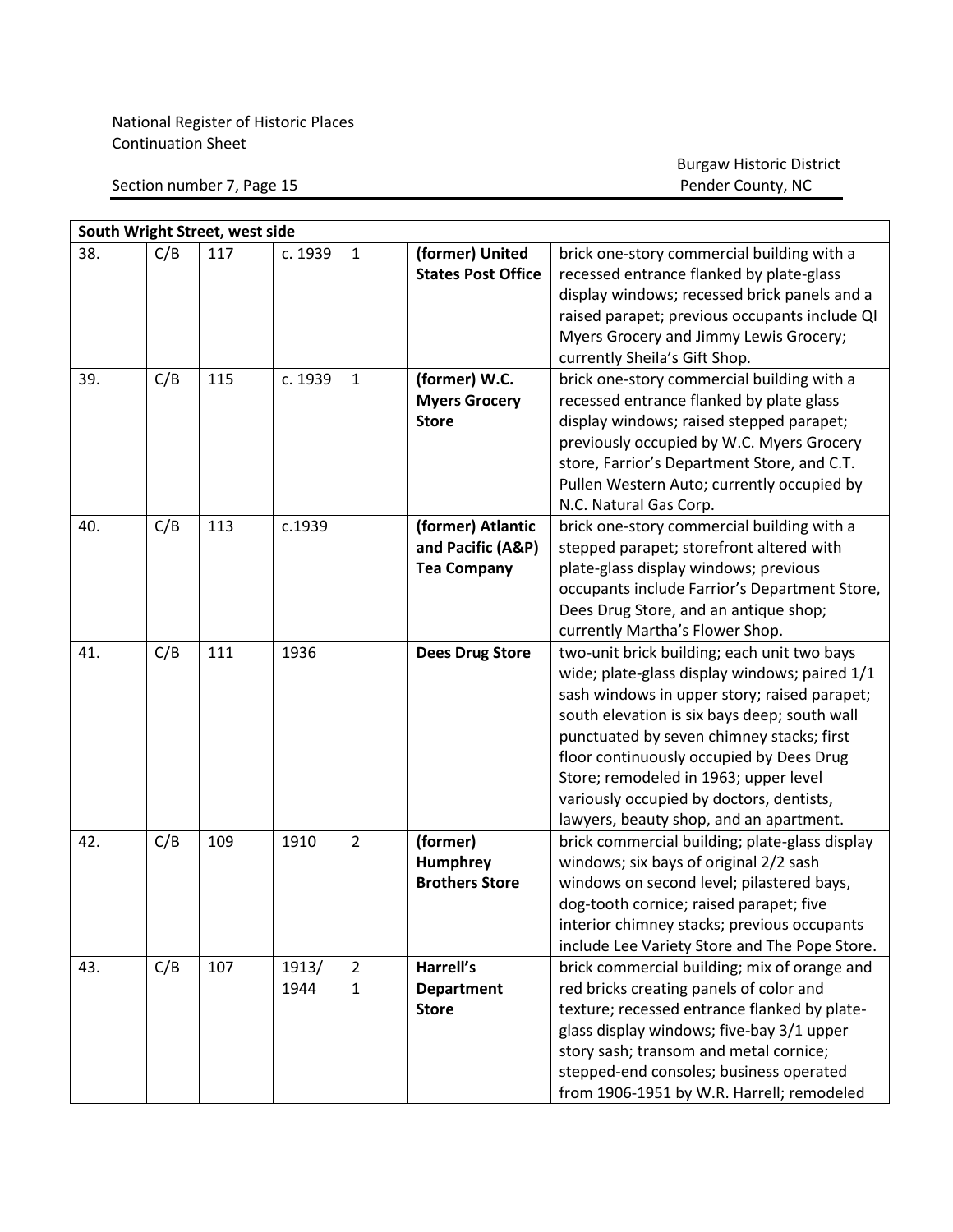| South Wright Street, west side | | | | | | |
|---|---|---|---|---|---|---|
| 38. | C/B | 117 | c. 1939 | 1 | **(former) United States Post Office** | brick one-story commercial building with a recessed entrance flanked by plate-glass display windows; recessed brick panels and a raised parapet; previous occupants include QI Myers Grocery and Jimmy Lewis Grocery; currently Sheila's Gift Shop. |
| 39. | C/B | 115 | c. 1939 | 1 | **(former) W.C. Myers Grocery Store** | brick one-story commercial building with a recessed entrance flanked by plate glass display windows; raised stepped parapet; previously occupied by W.C. Myers Grocery store, Farrior's Department Store, and C.T. Pullen Western Auto; currently occupied by N.C. Natural Gas Corp. |
| 40. | C/B | 113 | c.1939 | | **(former) Atlantic and Pacific (A&P) Tea Company** | brick one-story commercial building with a stepped parapet; storefront altered with plate-glass display windows; previous occupants include Farrior's Department Store, Dees Drug Store, and an antique shop; currently Martha's Flower Shop. |
| 41. | C/B | 111 | 1936 | | **Dees Drug Store** | two-unit brick building; each unit two bays wide; plate-glass display windows; paired 1/1 sash windows in upper story; raised parapet; south elevation is six bays deep; south wall punctuated by seven chimney stacks; first floor continuously occupied by Dees Drug Store; remodeled in 1963; upper level variously occupied by doctors, dentists, lawyers, beauty shop, and an apartment. |
| 42. | C/B | 109 | 1910 | 2 | **(former) Humphrey Brothers Store** | brick commercial building; plate-glass display windows; six bays of original 2/2 sash windows on second level; pilastered bays, dog-tooth cornice; raised parapet; five interior chimney stacks; previous occupants include Lee Variety Store and The Pope Store. |
| 43. | C/B | 107 | 1913/ 1944 | 2 1 | **Harrell's Department Store** | brick commercial building; mix of orange and red bricks creating panels of color and texture; recessed entrance flanked by plate-glass display windows; five-bay 3/1 upper story sash; transom and metal cornice; stepped-end consoles; business operated from 1906-1951 by W.R. Harrell; remodeled |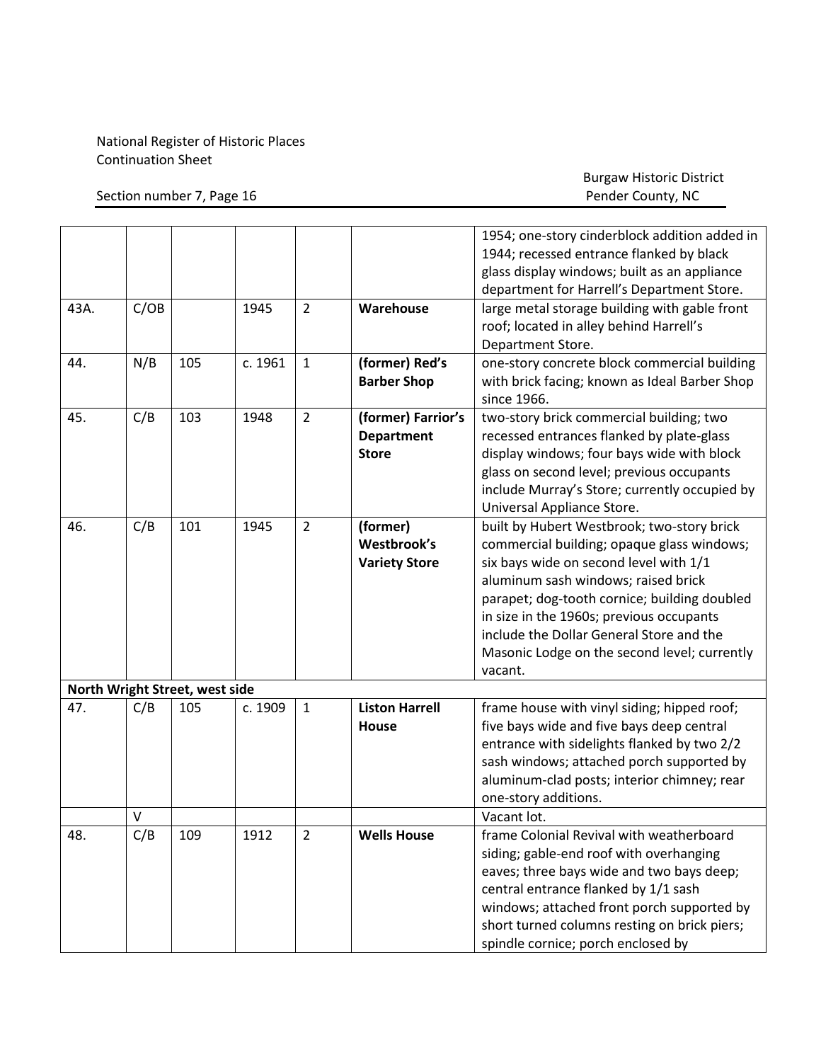|  |  |  |  |  |  | 1954; one-story cinderblock addition added in 1944; recessed entrance flanked by black glass display windows; built as an appliance department for Harrell's Department Store. |
|---|---|---|---|---|---|---|
| 43A. | C/OB |  | 1945 | 2 | **Warehouse** | large metal storage building with gable front roof; located in alley behind Harrell's Department Store. |
| 44. | N/B | 105 | c. 1961 | 1 | **(former) Red's Barber Shop** | one-story concrete block commercial building with brick facing; known as Ideal Barber Shop since 1966. |
| 45. | C/B | 103 | 1948 | 2 | **(former) Farrior's Department Store** | two-story brick commercial building; two recessed entrances flanked by plate-glass display windows; four bays wide with block glass on second level; previous occupants include Murray's Store; currently occupied by Universal Appliance Store. |
| 46. | C/B | 101 | 1945 | 2 | **(former) Westbrook's Variety Store** | built by Hubert Westbrook; two-story brick commercial building; opaque glass windows; six bays wide on second level with 1/1 aluminum sash windows; raised brick parapet; dog-tooth cornice; building doubled in size in the 1960s; previous occupants include the Dollar General Store and the Masonic Lodge on the second level; currently vacant. |
| **North Wright Street, west side** |  |  |  |  |  |  |
| 47. | C/B | 105 | c. 1909 | 1 | **Liston Harrell House** | frame house with vinyl siding; hipped roof; five bays wide and five bays deep central entrance with sidelights flanked by two 2/2 sash windows; attached porch supported by aluminum-clad posts; interior chimney; rear one-story additions. |
|  | V |  |  |  |  | Vacant lot. |
| 48. | C/B | 109 | 1912 | 2 | **Wells House** | frame Colonial Revival with weatherboard siding; gable-end roof with overhanging eaves; three bays wide and two bays deep; central entrance flanked by 1/1 sash windows; attached front porch supported by short turned columns resting on brick piers; spindle cornice; porch enclosed by |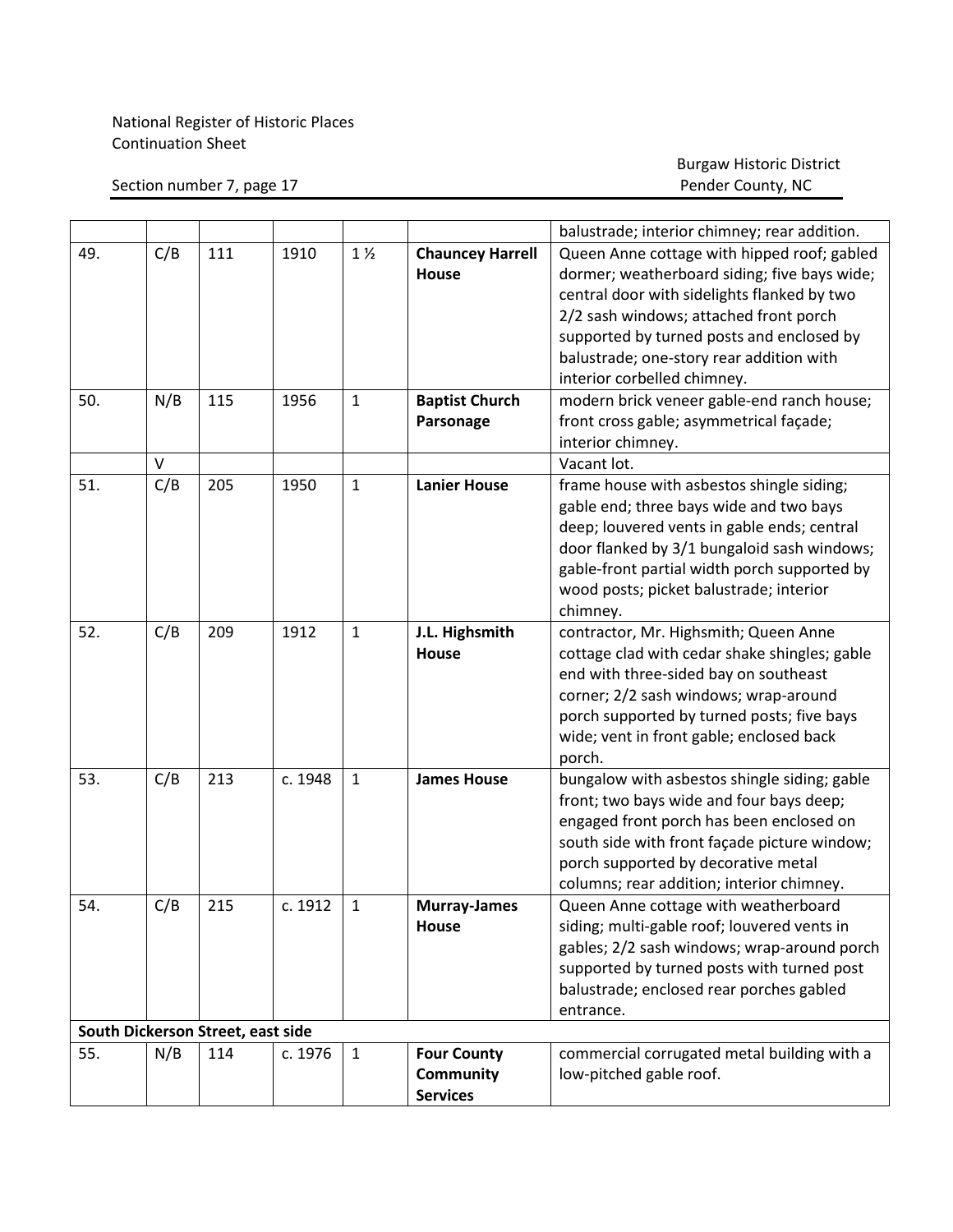National Register of Historic Places
Continuation Sheet

Section number 7, page 17

Burgaw Historic District
Pender County, NC

| | | | | | | |
|---|---|---|---|---|---|---|
| | | | | | | balustrade; interior chimney; rear addition. |
| 49. | C/B | 111 | 1910 | 1 ½ | **Chauncey Harrell House** | Queen Anne cottage with hipped roof; gabled dormer; weatherboard siding; five bays wide; central door with sidelights flanked by two 2/2 sash windows; attached front porch supported by turned posts and enclosed by balustrade; one-story rear addition with interior corbelled chimney. |
| 50. | N/B | 115 | 1956 | 1 | **Baptist Church Parsonage** | modern brick veneer gable-end ranch house; front cross gable; asymmetrical façade; interior chimney. |
| | V | | | | | Vacant lot. |
| 51. | C/B | 205 | 1950 | 1 | **Lanier House** | frame house with asbestos shingle siding; gable end; three bays wide and two bays deep; louvered vents in gable ends; central door flanked by 3/1 bungaloid sash windows; gable-front partial width porch supported by wood posts; picket balustrade; interior chimney. |
| 52. | C/B | 209 | 1912 | 1 | **J.L. Highsmith House** | contractor, Mr. Highsmith; Queen Anne cottage clad with cedar shake shingles; gable end with three-sided bay on southeast corner; 2/2 sash windows; wrap-around porch supported by turned posts; five bays wide; vent in front gable; enclosed back porch. |
| 53. | C/B | 213 | c. 1948 | 1 | **James House** | bungalow with asbestos shingle siding; gable front; two bays wide and four bays deep; engaged front porch has been enclosed on south side with front façade picture window; porch supported by decorative metal columns; rear addition; interior chimney. |
| 54. | C/B | 215 | c. 1912 | 1 | **Murray-James House** | Queen Anne cottage with weatherboard siding; multi-gable roof; louvered vents in gables; 2/2 sash windows; wrap-around porch supported by turned posts with turned post balustrade; enclosed rear porches gabled entrance. |
| **South Dickerson Street, east side** | | | | | | |
| 55. | N/B | 114 | c. 1976 | 1 | **Four County Community Services** | commercial corrugated metal building with a low-pitched gable roof. |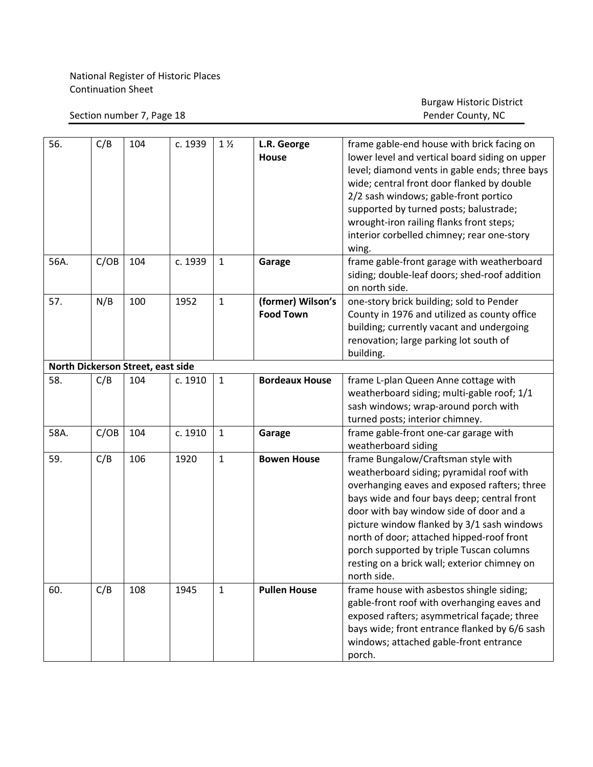| 56. | C/B | 104 | c. 1939 | 1 ½ | **L.R. George House** | frame gable-end house with brick facing on lower level and vertical board siding on upper level; diamond vents in gable ends; three bays wide; central front door flanked by double 2/2 sash windows; gable-front portico supported by turned posts; balustrade; wrought-iron railing flanks front steps; interior corbelled chimney; rear one-story wing. |
|---|---|---|---|---|---|---|
| 56A. | C/OB | 104 | c. 1939 | 1 | **Garage** | frame gable-front garage with weatherboard siding; double-leaf doors; shed-roof addition on north side. |
| 57. | N/B | 100 | 1952 | 1 | **(former) Wilson's Food Town** | one-story brick building; sold to Pender County in 1976 and utilized as county office building; currently vacant and undergoing renovation; large parking lot south of building. |
| **North Dickerson Street, east side** | | | | | | |
| 58. | C/B | 104 | c. 1910 | 1 | **Bordeaux House** | frame L-plan Queen Anne cottage with weatherboard siding; multi-gable roof; 1/1 sash windows; wrap-around porch with turned posts; interior chimney. |
| 58A. | C/OB | 104 | c. 1910 | 1 | **Garage** | frame gable-front one-car garage with weatherboard siding |
| 59. | C/B | 106 | 1920 | 1 | **Bowen House** | frame Bungalow/Craftsman style with weatherboard siding; pyramidal roof with overhanging eaves and exposed rafters; three bays wide and four bays deep; central front door with bay window side of door and a picture window flanked by 3/1 sash windows north of door; attached hipped-roof front porch supported by triple Tuscan columns resting on a brick wall; exterior chimney on north side. |
| 60. | C/B | 108 | 1945 | 1 | **Pullen House** | frame house with asbestos shingle siding; gable-front roof with overhanging eaves and exposed rafters; asymmetrical façade; three bays wide; front entrance flanked by 6/6 sash windows; attached gable-front entrance porch. |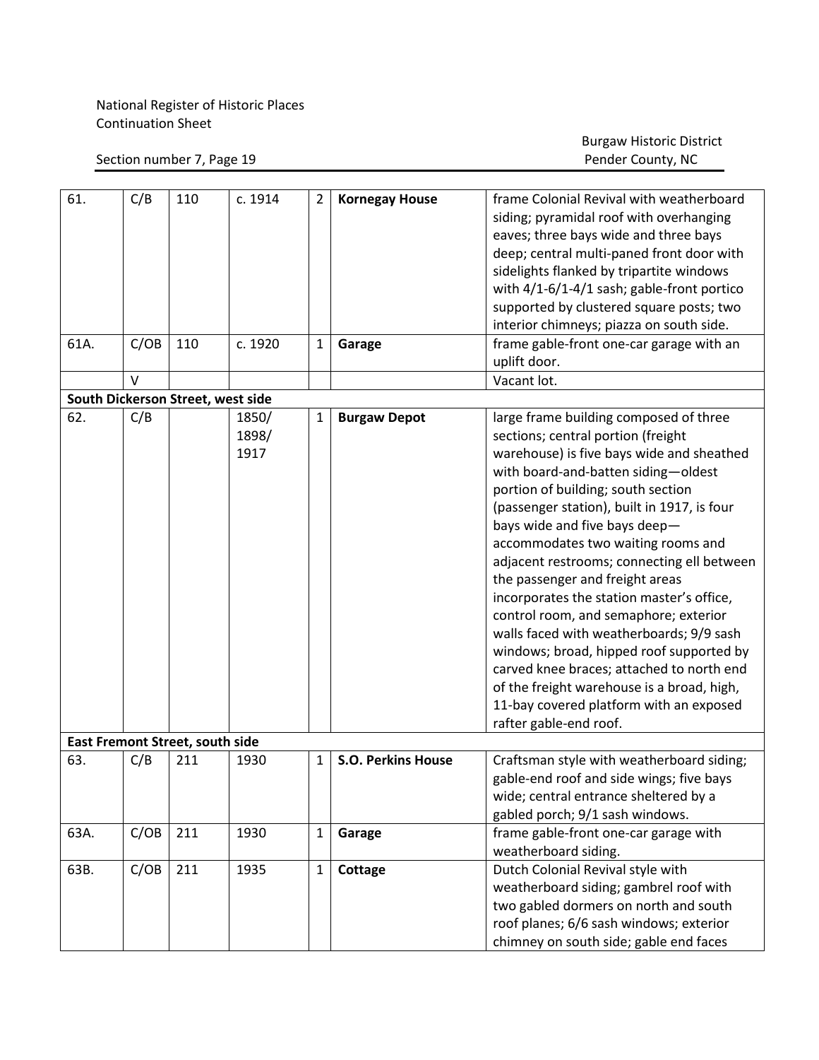National Register of Historic Places
Continuation Sheet

Section number 7, Page 19

Burgaw Historic District
Pender County, NC

| | | | | | | |
|---|---|---|---|---|---|---|
| 61. | C/B | 110 | c. 1914 | 2 | **Kornegay House** | frame Colonial Revival with weatherboard siding; pyramidal roof with overhanging eaves; three bays wide and three bays deep; central multi-paned front door with sidelights flanked by tripartite windows with 4/1-6/1-4/1 sash; gable-front portico supported by clustered square posts; two interior chimneys; piazza on south side. |
| 61A. | C/OB | 110 | c. 1920 | 1 | **Garage** | frame gable-front one-car garage with an uplift door. |
| | V | | | | | Vacant lot. |
| **South Dickerson Street, west side** | | | | | | |
| 62. | C/B | | 1850/ 1898/ 1917 | 1 | **Burgaw Depot** | large frame building composed of three sections; central portion (freight warehouse) is five bays wide and sheathed with board-and-batten siding—oldest portion of building; south section (passenger station), built in 1917, is four bays wide and five bays deep—accommodates two waiting rooms and adjacent restrooms; connecting ell between the passenger and freight areas incorporates the station master's office, control room, and semaphore; exterior walls faced with weatherboards; 9/9 sash windows; broad, hipped roof supported by carved knee braces; attached to north end of the freight warehouse is a broad, high, 11-bay covered platform with an exposed rafter gable-end roof. |
| **East Fremont Street, south side** | | | | | | |
| 63. | C/B | 211 | 1930 | 1 | **S.O. Perkins House** | Craftsman style with weatherboard siding; gable-end roof and side wings; five bays wide; central entrance sheltered by a gabled porch; 9/1 sash windows. |
| 63A. | C/OB | 211 | 1930 | 1 | **Garage** | frame gable-front one-car garage with weatherboard siding. |
| 63B. | C/OB | 211 | 1935 | 1 | **Cottage** | Dutch Colonial Revival style with weatherboard siding; gambrel roof with two gabled dormers on north and south roof planes; 6/6 sash windows; exterior chimney on south side; gable end faces |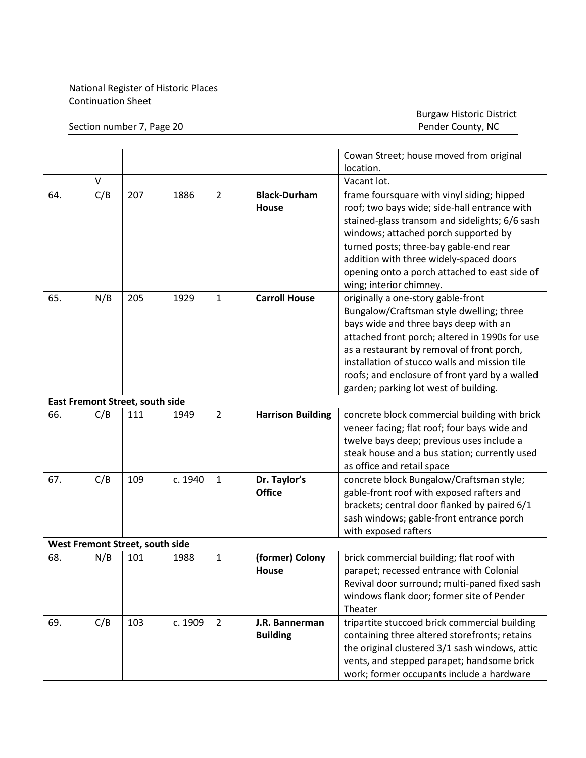National Register of Historic Places
Continuation Sheet

Section number 7, Page 20

Burgaw Historic District
Pender County, NC

| | | | | | | |
|---|---|---|---|---|---|---|
| | | | | | | Cowan Street; house moved from original location. |
| | V | | | | | Vacant lot. |
| 64. | C/B | 207 | 1886 | 2 | **Black-Durham House** | frame foursquare with vinyl siding; hipped roof; two bays wide; side-hall entrance with stained-glass transom and sidelights; 6/6 sash windows; attached porch supported by turned posts; three-bay gable-end rear addition with three widely-spaced doors opening onto a porch attached to east side of wing; interior chimney. |
| 65. | N/B | 205 | 1929 | 1 | **Carroll House** | originally a one-story gable-front Bungalow/Craftsman style dwelling; three bays wide and three bays deep with an attached front porch; altered in 1990s for use as a restaurant by removal of front porch, installation of stucco walls and mission tile roofs; and enclosure of front yard by a walled garden; parking lot west of building. |
| **East Fremont Street, south side** | | | | | | |
| 66. | C/B | 111 | 1949 | 2 | **Harrison Building** | concrete block commercial building with brick veneer facing; flat roof; four bays wide and twelve bays deep; previous uses include a steak house and a bus station; currently used as office and retail space |
| 67. | C/B | 109 | c. 1940 | 1 | **Dr. Taylor's Office** | concrete block Bungalow/Craftsman style; gable-front roof with exposed rafters and brackets; central door flanked by paired 6/1 sash windows; gable-front entrance porch with exposed rafters |
| **West Fremont Street, south side** | | | | | | |
| 68. | N/B | 101 | 1988 | 1 | **(former) Colony House** | brick commercial building; flat roof with parapet; recessed entrance with Colonial Revival door surround; multi-paned fixed sash windows flank door; former site of Pender Theater |
| 69. | C/B | 103 | c. 1909 | 2 | **J.R. Bannerman Building** | tripartite stuccoed brick commercial building containing three altered storefronts; retains the original clustered 3/1 sash windows, attic vents, and stepped parapet; handsome brick work; former occupants include a hardware |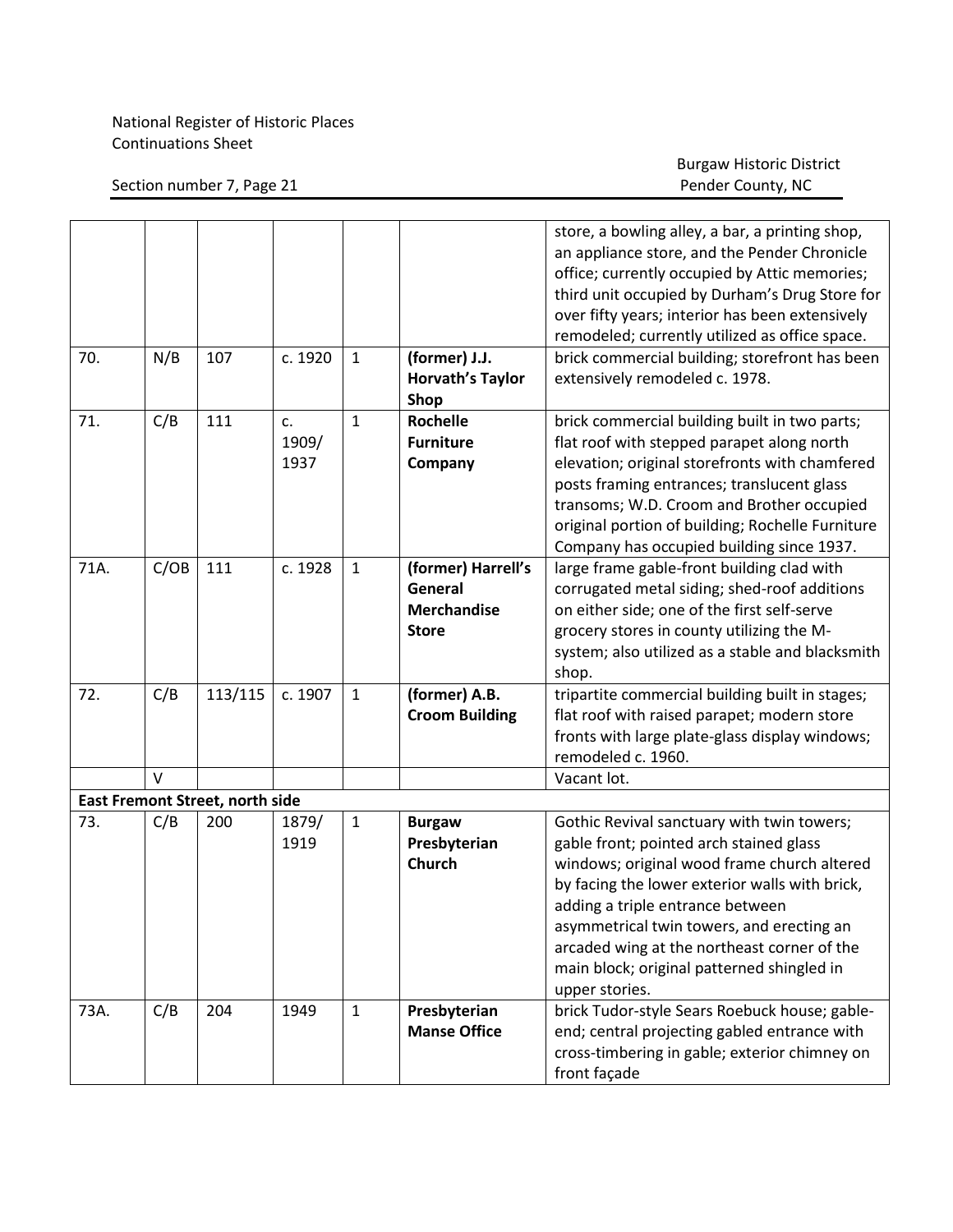| | | | | | | |
|---|---|---|---|---|---|---|
| | | | | | | store, a bowling alley, a bar, a printing shop, an appliance store, and the Pender Chronicle office; currently occupied by Attic memories; third unit occupied by Durham's Drug Store for over fifty years; interior has been extensively remodeled; currently utilized as office space. |
| 70. | N/B | 107 | c. 1920 | 1 | **(former) J.J. Horvath's Taylor Shop** | brick commercial building; storefront has been extensively remodeled c. 1978. |
| 71. | C/B | 111 | c. 1909/ 1937 | 1 | **Rochelle Furniture Company** | brick commercial building built in two parts; flat roof with stepped parapet along north elevation; original storefronts with chamfered posts framing entrances; translucent glass transoms; W.D. Croom and Brother occupied original portion of building; Rochelle Furniture Company has occupied building since 1937. |
| 71A. | C/OB | 111 | c. 1928 | 1 | **(former) Harrell's General Merchandise Store** | large frame gable-front building clad with corrugated metal siding; shed-roof additions on either side; one of the first self-serve grocery stores in county utilizing the M-system; also utilized as a stable and blacksmith shop. |
| 72. | C/B | 113/115 | c. 1907 | 1 | **(former) A.B. Croom Building** | tripartite commercial building built in stages; flat roof with raised parapet; modern store fronts with large plate-glass display windows; remodeled c. 1960. |
| | V | | | | | Vacant lot. |
| **East Fremont Street, north side** | | | | | | |
| 73. | C/B | 200 | 1879/ 1919 | 1 | **Burgaw Presbyterian Church** | Gothic Revival sanctuary with twin towers; gable front; pointed arch stained glass windows; original wood frame church altered by facing the lower exterior walls with brick, adding a triple entrance between asymmetrical twin towers, and erecting an arcaded wing at the northeast corner of the main block; original patterned shingled in upper stories. |
| 73A. | C/B | 204 | 1949 | 1 | **Presbyterian Manse Office** | brick Tudor-style Sears Roebuck house; gable-end; central projecting gabled entrance with cross-timbering in gable; exterior chimney on front façade |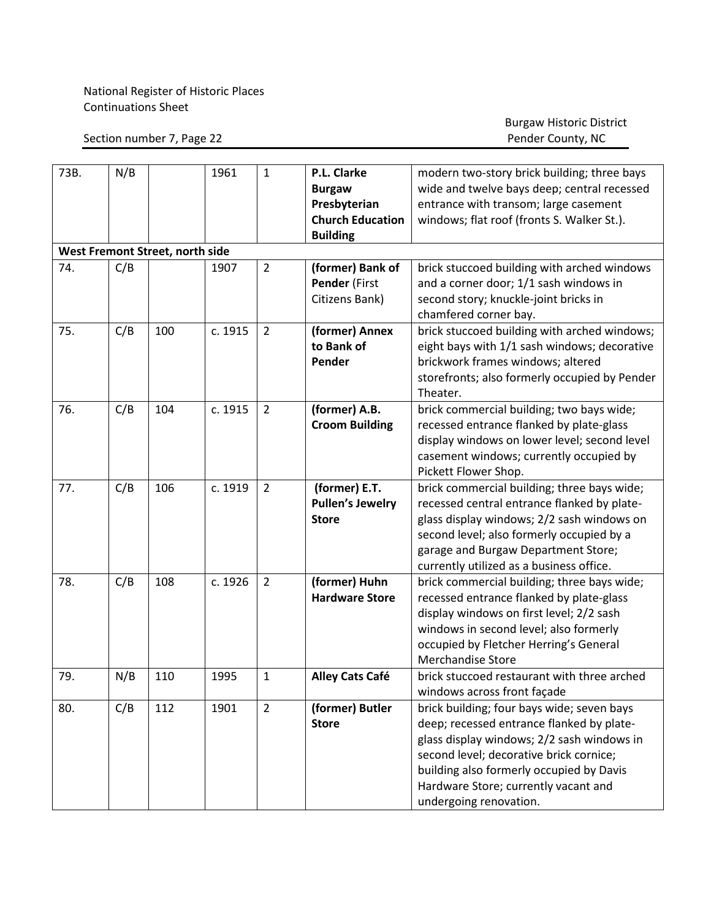| 73B. | N/B | | 1961 | 1 | **P.L. Clarke Burgaw Presbyterian Church Education Building** | modern two-story brick building; three bays wide and twelve bays deep; central recessed entrance with transom; large casement windows; flat roof (fronts S. Walker St.). |
|---|---|---|---|---|---|---|
| **West Fremont Street, north side** | | | | | | |
| 74. | C/B | | 1907 | 2 | **(former) Bank of Pender** (First Citizens Bank) | brick stuccoed building with arched windows and a corner door; 1/1 sash windows in second story; knuckle-joint bricks in chamfered corner bay. |
| 75. | C/B | 100 | c. 1915 | 2 | **(former) Annex to Bank of Pender** | brick stuccoed building with arched windows; eight bays with 1/1 sash windows; decorative brickwork frames windows; altered storefronts; also formerly occupied by Pender Theater. |
| 76. | C/B | 104 | c. 1915 | 2 | **(former) A.B. Croom Building** | brick commercial building; two bays wide; recessed entrance flanked by plate-glass display windows on lower level; second level casement windows; currently occupied by Pickett Flower Shop. |
| 77. | C/B | 106 | c. 1919 | 2 | **(former) E.T. Pullen's Jewelry Store** | brick commercial building; three bays wide; recessed central entrance flanked by plate-glass display windows; 2/2 sash windows on second level; also formerly occupied by a garage and Burgaw Department Store; currently utilized as a business office. |
| 78. | C/B | 108 | c. 1926 | 2 | **(former) Huhn Hardware Store** | brick commercial building; three bays wide; recessed entrance flanked by plate-glass display windows on first level; 2/2 sash windows in second level; also formerly occupied by Fletcher Herring's General Merchandise Store |
| 79. | N/B | 110 | 1995 | 1 | **Alley Cats Café** | brick stuccoed restaurant with three arched windows across front façade |
| 80. | C/B | 112 | 1901 | 2 | **(former) Butler Store** | brick building; four bays wide; seven bays deep; recessed entrance flanked by plate-glass display windows; 2/2 sash windows in second level; decorative brick cornice; building also formerly occupied by Davis Hardware Store; currently vacant and undergoing renovation. |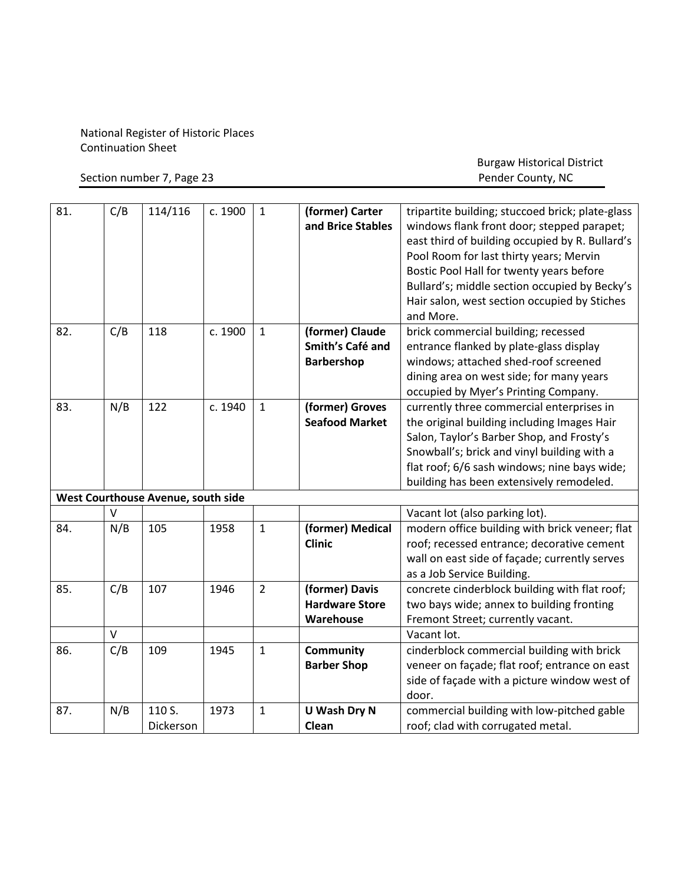| | | | | | | |
|---|---|---|---|---|---|---|
| 81. | C/B | 114/116 | c. 1900 | 1 | **(former) Carter and Brice Stables** | tripartite building; stuccoed brick; plate-glass windows flank front door; stepped parapet; east third of building occupied by R. Bullard's Pool Room for last thirty years; Mervin Bostic Pool Hall for twenty years before Bullard's; middle section occupied by Becky's Hair salon, west section occupied by Stiches and More. |
| 82. | C/B | 118 | c. 1900 | 1 | **(former) Claude Smith's Café and Barbershop** | brick commercial building; recessed entrance flanked by plate-glass display windows; attached shed-roof screened dining area on west side; for many years occupied by Myer's Printing Company. |
| 83. | N/B | 122 | c. 1940 | 1 | **(former) Groves Seafood Market** | currently three commercial enterprises in the original building including Images Hair Salon, Taylor's Barber Shop, and Frosty's Snowball's; brick and vinyl building with a flat roof; 6/6 sash windows; nine bays wide; building has been extensively remodeled. |
| **West Courthouse Avenue, south side** | | | | | | |
| | V | | | | | Vacant lot (also parking lot). |
| 84. | N/B | 105 | 1958 | 1 | **(former) Medical Clinic** | modern office building with brick veneer; flat roof; recessed entrance; decorative cement wall on east side of façade; currently serves as a Job Service Building. |
| 85. | C/B | 107 | 1946 | 2 | **(former) Davis Hardware Store Warehouse** | concrete cinderblock building with flat roof; two bays wide; annex to building fronting Fremont Street; currently vacant. |
| | V | | | | | Vacant lot. |
| 86. | C/B | 109 | 1945 | 1 | **Community Barber Shop** | cinderblock commercial building with brick veneer on façade; flat roof; entrance on east side of façade with a picture window west of door. |
| 87. | N/B | 110 S. Dickerson | 1973 | 1 | **U Wash Dry N Clean** | commercial building with low-pitched gable roof; clad with corrugated metal. |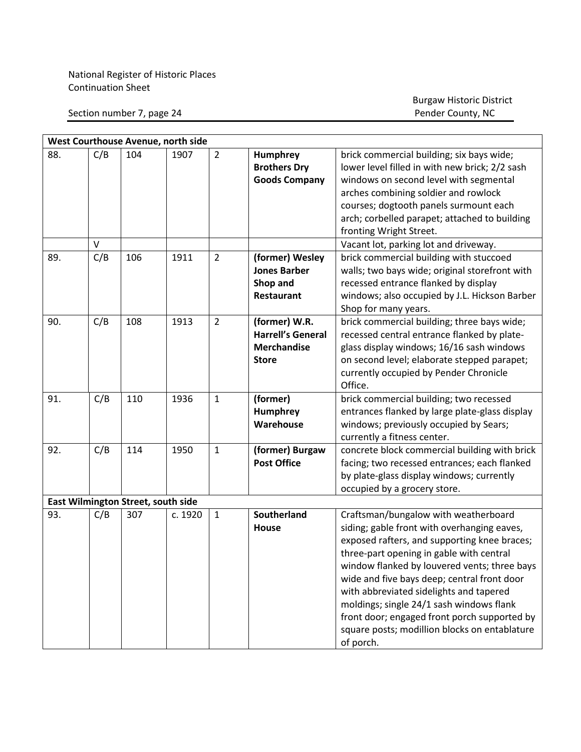National Register of Historic Places
Continuation Sheet

Section number 7, page 24

Burgaw Historic District
Pender County, NC

| West Courthouse Avenue, north side | | | | | | |
|---|---|---|---|---|---|---|
| 88. | C/B | 104 | 1907 | 2 | **Humphrey Brothers Dry Goods Company** | brick commercial building; six bays wide; lower level filled in with new brick; 2/2 sash windows on second level with segmental arches combining soldier and rowlock courses; dogtooth panels surmount each arch; corbelled parapet; attached to building fronting Wright Street. |
| | V | | | | | Vacant lot, parking lot and driveway. |
| 89. | C/B | 106 | 1911 | 2 | **(former) Wesley Jones Barber Shop and Restaurant** | brick commercial building with stuccoed walls; two bays wide; original storefront with recessed entrance flanked by display windows; also occupied by J.L. Hickson Barber Shop for many years. |
| 90. | C/B | 108 | 1913 | 2 | **(former) W.R. Harrell's General Merchandise Store** | brick commercial building; three bays wide; recessed central entrance flanked by plate-glass display windows; 16/16 sash windows on second level; elaborate stepped parapet; currently occupied by Pender Chronicle Office. |
| 91. | C/B | 110 | 1936 | 1 | **(former) Humphrey Warehouse** | brick commercial building; two recessed entrances flanked by large plate-glass display windows; previously occupied by Sears; currently a fitness center. |
| 92. | C/B | 114 | 1950 | 1 | **(former) Burgaw Post Office** | concrete block commercial building with brick facing; two recessed entrances; each flanked by plate-glass display windows; currently occupied by a grocery store. |
| **East Wilmington Street, south side** | | | | | | |
| 93. | C/B | 307 | c. 1920 | 1 | **Southerland House** | Craftsman/bungalow with weatherboard siding; gable front with overhanging eaves, exposed rafters, and supporting knee braces; three-part opening in gable with central window flanked by louvered vents; three bays wide and five bays deep; central front door with abbreviated sidelights and tapered moldings; single 24/1 sash windows flank front door; engaged front porch supported by square posts; modillion blocks on entablature of porch. |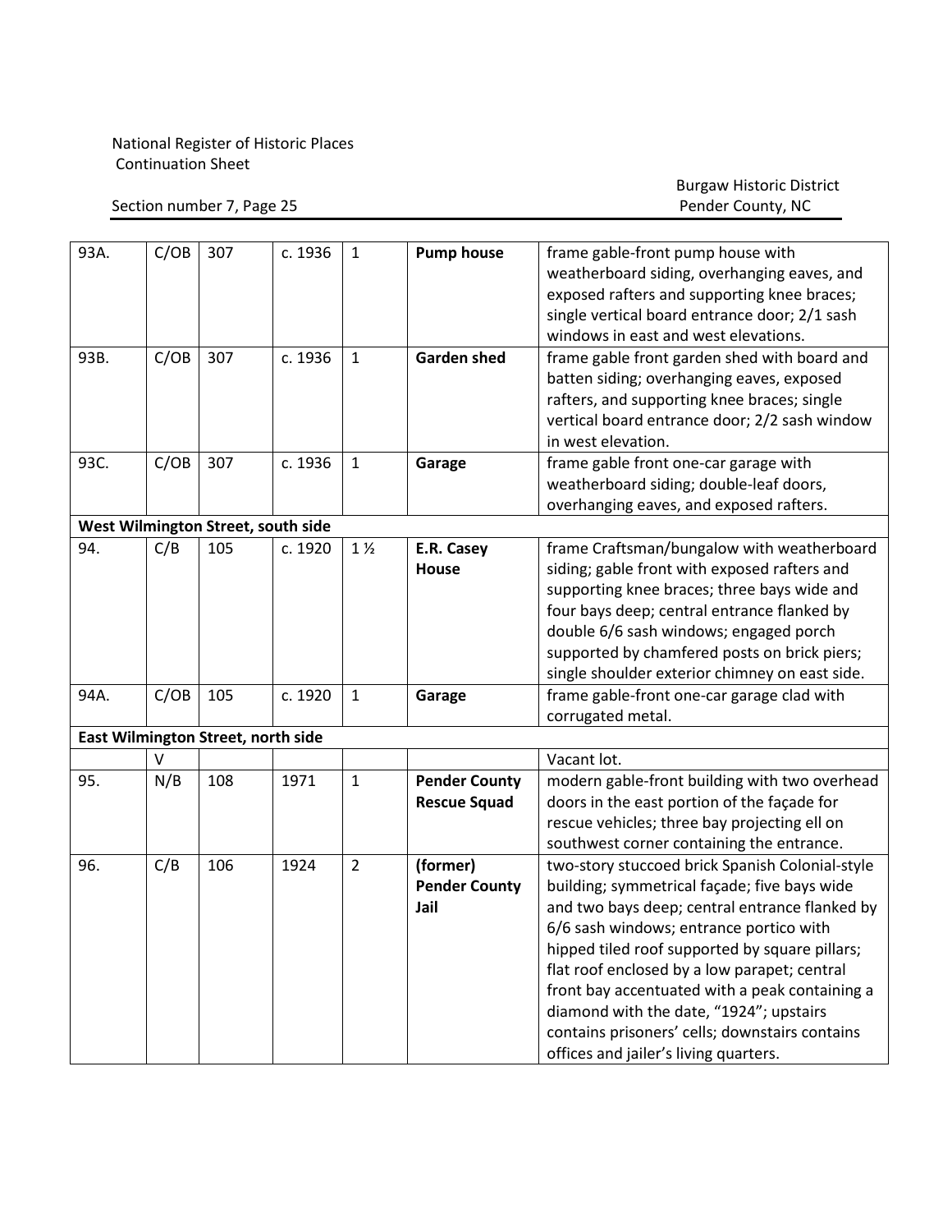| | | | | | | |
|---|---|---|---|---|---|---|
| 93A. | C/OB | 307 | c. 1936 | 1 | **Pump house** | frame gable-front pump house with weatherboard siding, overhanging eaves, and exposed rafters and supporting knee braces; single vertical board entrance door; 2/1 sash windows in east and west elevations. |
| 93B. | C/OB | 307 | c. 1936 | 1 | **Garden shed** | frame gable front garden shed with board and batten siding; overhanging eaves, exposed rafters, and supporting knee braces; single vertical board entrance door; 2/2 sash window in west elevation. |
| 93C. | C/OB | 307 | c. 1936 | 1 | **Garage** | frame gable front one-car garage with weatherboard siding; double-leaf doors, overhanging eaves, and exposed rafters. |
| **West Wilmington Street, south side** | | | | | | |
| 94. | C/B | 105 | c. 1920 | 1 ½ | **E.R. Casey House** | frame Craftsman/bungalow with weatherboard siding; gable front with exposed rafters and supporting knee braces; three bays wide and four bays deep; central entrance flanked by double 6/6 sash windows; engaged porch supported by chamfered posts on brick piers; single shoulder exterior chimney on east side. |
| 94A. | C/OB | 105 | c. 1920 | 1 | **Garage** | frame gable-front one-car garage clad with corrugated metal. |
| **East Wilmington Street, north side** | | | | | | |
| | V | | | | | Vacant lot. |
| 95. | N/B | 108 | 1971 | 1 | **Pender County Rescue Squad** | modern gable-front building with two overhead doors in the east portion of the façade for rescue vehicles; three bay projecting ell on southwest corner containing the entrance. |
| 96. | C/B | 106 | 1924 | 2 | **(former) Pender County Jail** | two-story stuccoed brick Spanish Colonial-style building; symmetrical façade; five bays wide and two bays deep; central entrance flanked by 6/6 sash windows; entrance portico with hipped tiled roof supported by square pillars; flat roof enclosed by a low parapet; central front bay accentuated with a peak containing a diamond with the date, "1924"; upstairs contains prisoners' cells; downstairs contains offices and jailer's living quarters. |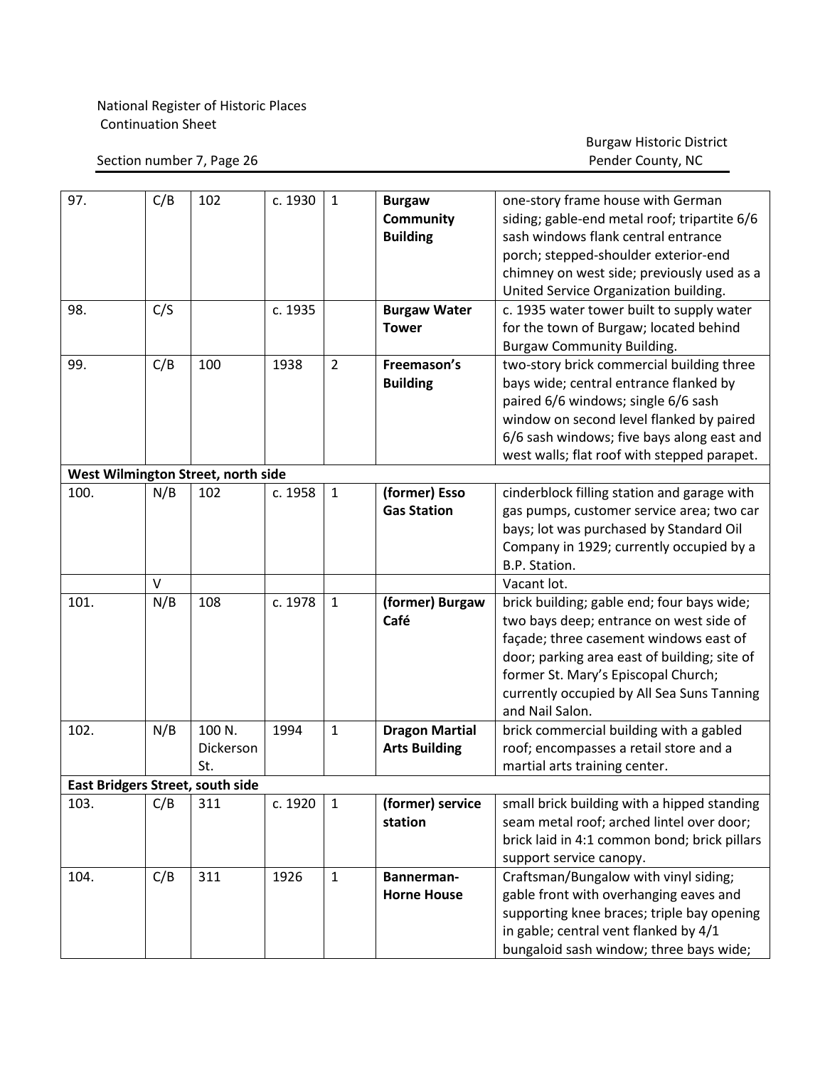National Register of Historic Places
Continuation Sheet

Section number 7, Page 26

Burgaw Historic District
Pender County, NC

| | | | | | | |
|---|---|---|---|---|---|---|
| 97. | C/B | 102 | c. 1930 | 1 | **Burgaw Community Building** | one-story frame house with German siding; gable-end metal roof; tripartite 6/6 sash windows flank central entrance porch; stepped-shoulder exterior-end chimney on west side; previously used as a United Service Organization building. |
| 98. | C/S | | c. 1935 | | **Burgaw Water Tower** | c. 1935 water tower built to supply water for the town of Burgaw; located behind Burgaw Community Building. |
| 99. | C/B | 100 | 1938 | 2 | **Freemason's Building** | two-story brick commercial building three bays wide; central entrance flanked by paired 6/6 windows; single 6/6 sash window on second level flanked by paired 6/6 sash windows; five bays along east and west walls; flat roof with stepped parapet. |
| **West Wilmington Street, north side** | | | | | | |
| 100. | N/B | 102 | c. 1958 | 1 | **(former) Esso Gas Station** | cinderblock filling station and garage with gas pumps, customer service area; two car bays; lot was purchased by Standard Oil Company in 1929; currently occupied by a B.P. Station. |
| | V | | | | | Vacant lot. |
| 101. | N/B | 108 | c. 1978 | 1 | **(former) Burgaw Café** | brick building; gable end; four bays wide; two bays deep; entrance on west side of façade; three casement windows east of door; parking area east of building; site of former St. Mary's Episcopal Church; currently occupied by All Sea Suns Tanning and Nail Salon. |
| 102. | N/B | 100 N. Dickerson St. | 1994 | 1 | **Dragon Martial Arts Building** | brick commercial building with a gabled roof; encompasses a retail store and a martial arts training center. |
| **East Bridgers Street, south side** | | | | | | |
| 103. | C/B | 311 | c. 1920 | 1 | **(former) service station** | small brick building with a hipped standing seam metal roof; arched lintel over door; brick laid in 4:1 common bond; brick pillars support service canopy. |
| 104. | C/B | 311 | 1926 | 1 | **Bannerman-Horne House** | Craftsman/Bungalow with vinyl siding; gable front with overhanging eaves and supporting knee braces; triple bay opening in gable; central vent flanked by 4/1 bungaloid sash window; three bays wide; |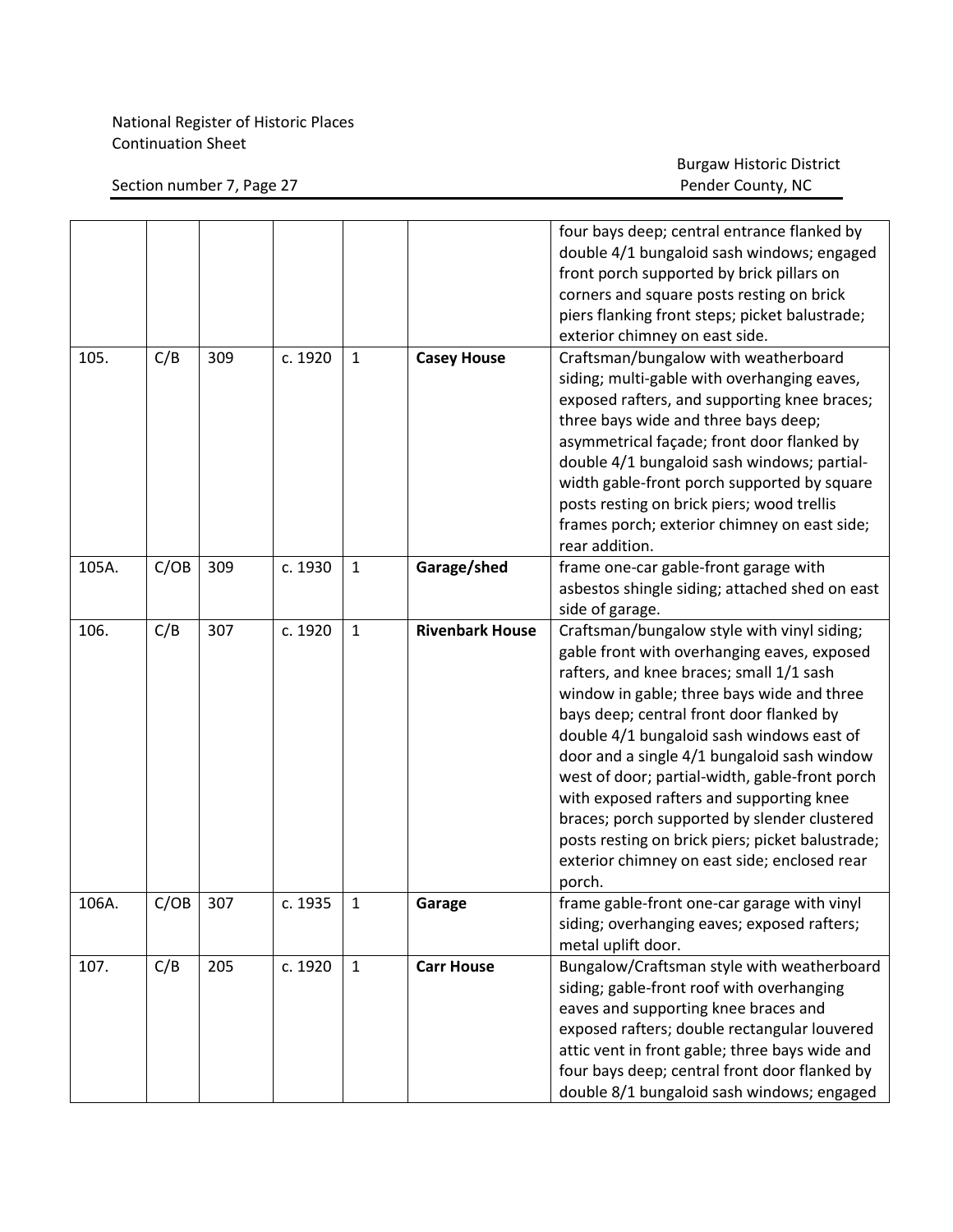| | | | | | | |
|---|---|---|---|---|---|---|
| | | | | | | four bays deep; central entrance flanked by double 4/1 bungaloid sash windows; engaged front porch supported by brick pillars on corners and square posts resting on brick piers flanking front steps; picket balustrade; exterior chimney on east side. |
| 105. | C/B | 309 | c. 1920 | 1 | **Casey House** | Craftsman/bungalow with weatherboard siding; multi-gable with overhanging eaves, exposed rafters, and supporting knee braces; three bays wide and three bays deep; asymmetrical façade; front door flanked by double 4/1 bungaloid sash windows; partial-width gable-front porch supported by square posts resting on brick piers; wood trellis frames porch; exterior chimney on east side; rear addition. |
| 105A. | C/OB | 309 | c. 1930 | 1 | **Garage/shed** | frame one-car gable-front garage with asbestos shingle siding; attached shed on east side of garage. |
| 106. | C/B | 307 | c. 1920 | 1 | **Rivenbark House** | Craftsman/bungalow style with vinyl siding; gable front with overhanging eaves, exposed rafters, and knee braces; small 1/1 sash window in gable; three bays wide and three bays deep; central front door flanked by double 4/1 bungaloid sash windows east of door and a single 4/1 bungaloid sash window west of door; partial-width, gable-front porch with exposed rafters and supporting knee braces; porch supported by slender clustered posts resting on brick piers; picket balustrade; exterior chimney on east side; enclosed rear porch. |
| 106A. | C/OB | 307 | c. 1935 | 1 | **Garage** | frame gable-front one-car garage with vinyl siding; overhanging eaves; exposed rafters; metal uplift door. |
| 107. | C/B | 205 | c. 1920 | 1 | **Carr House** | Bungalow/Craftsman style with weatherboard siding; gable-front roof with overhanging eaves and supporting knee braces and exposed rafters; double rectangular louvered attic vent in front gable; three bays wide and four bays deep; central front door flanked by double 8/1 bungaloid sash windows; engaged |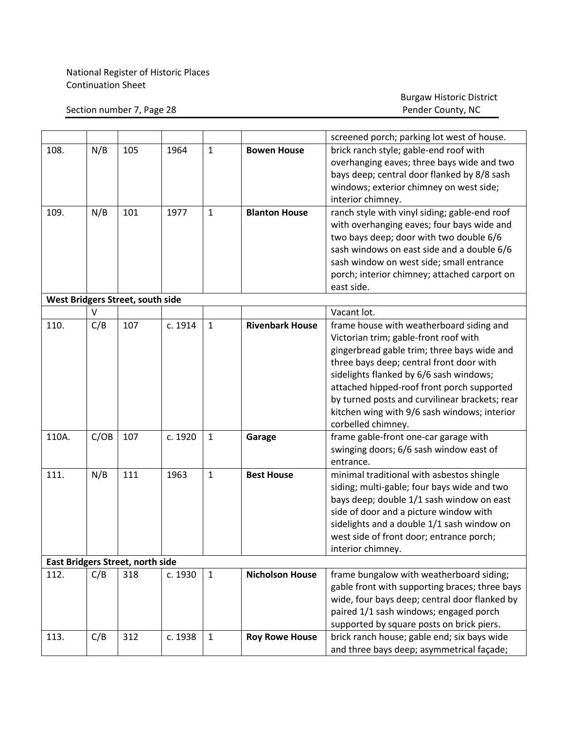| | | | | | | |
|---|---|---|---|---|---|---|
| | | | | | | screened porch; parking lot west of house. |
| 108. | N/B | 105 | 1964 | 1 | **Bowen House** | brick ranch style; gable-end roof with overhanging eaves; three bays wide and two bays deep; central door flanked by 8/8 sash windows; exterior chimney on west side; interior chimney. |
| 109. | N/B | 101 | 1977 | 1 | **Blanton House** | ranch style with vinyl siding; gable-end roof with overhanging eaves; four bays wide and two bays deep; door with two double 6/6 sash windows on east side and a double 6/6 sash window on west side; small entrance porch; interior chimney; attached carport on east side. |
| **West Bridgers Street, south side** | | | | | | |
| | V | | | | | Vacant lot. |
| 110. | C/B | 107 | c. 1914 | 1 | **Rivenbark House** | frame house with weatherboard siding and Victorian trim; gable-front roof with gingerbread gable trim; three bays wide and three bays deep; central front door with sidelights flanked by 6/6 sash windows; attached hipped-roof front porch supported by turned posts and curvilinear brackets; rear kitchen wing with 9/6 sash windows; interior corbelled chimney. |
| 110A. | C/OB | 107 | c. 1920 | 1 | **Garage** | frame gable-front one-car garage with swinging doors; 6/6 sash window east of entrance. |
| 111. | N/B | 111 | 1963 | 1 | **Best House** | minimal traditional with asbestos shingle siding; multi-gable; four bays wide and two bays deep; double 1/1 sash window on east side of door and a picture window with sidelights and a double 1/1 sash window on west side of front door; entrance porch; interior chimney. |
| **East Bridgers Street, north side** | | | | | | |
| 112. | C/B | 318 | c. 1930 | 1 | **Nicholson House** | frame bungalow with weatherboard siding; gable front with supporting braces; three bays wide, four bays deep; central door flanked by paired 1/1 sash windows; engaged porch supported by square posts on brick piers. |
| 113. | C/B | 312 | c. 1938 | 1 | **Roy Rowe House** | brick ranch house; gable end; six bays wide and three bays deep; asymmetrical façade; |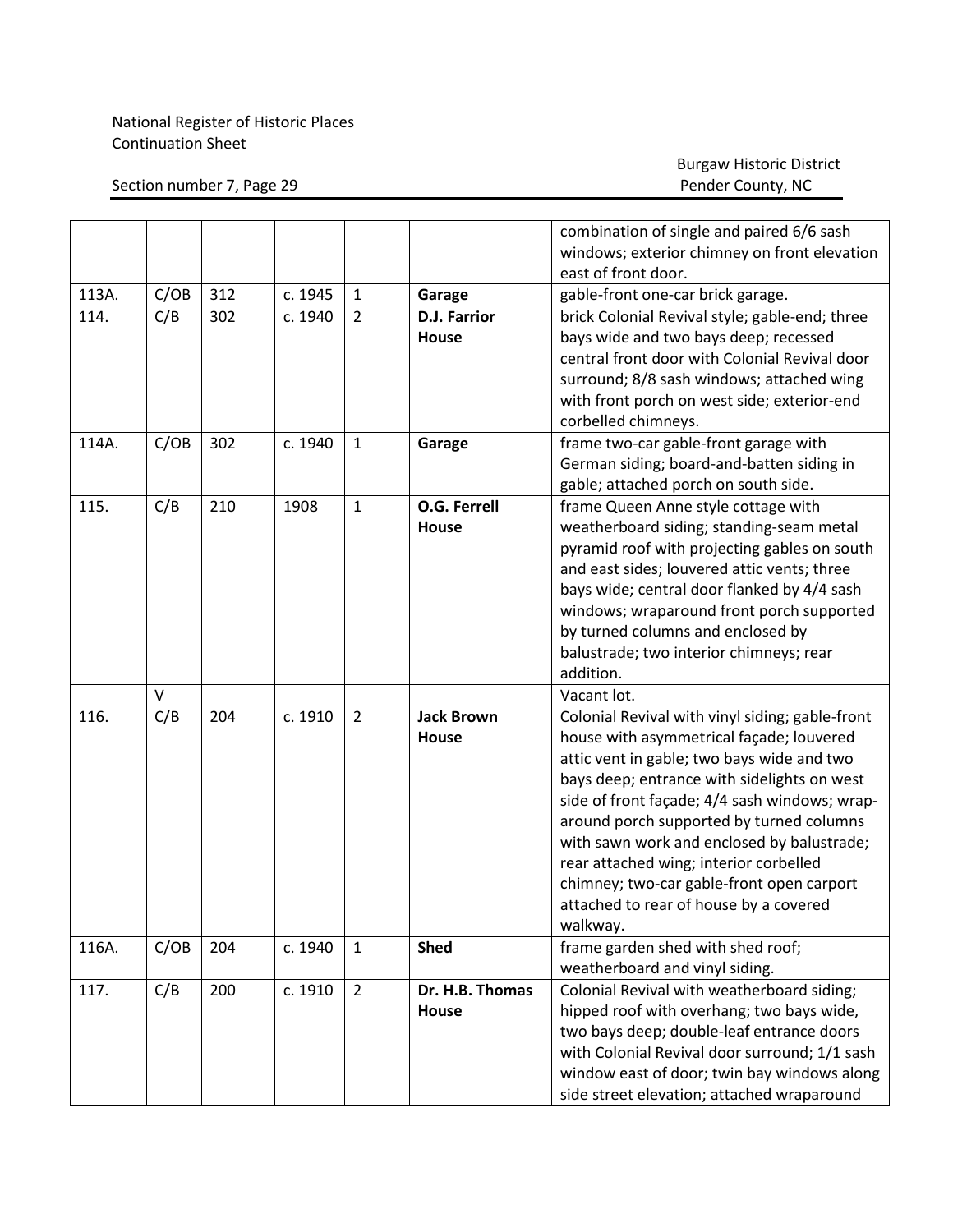National Register of Historic Places
Continuation Sheet

Section number 7, Page 29

Burgaw Historic District
Pender County, NC

| | | | | | | |
|---|---|---|---|---|---|---|
| | | | | | | combination of single and paired 6/6 sash windows; exterior chimney on front elevation east of front door. |
| 113A. | C/OB | 312 | c. 1945 | 1 | **Garage** | gable-front one-car brick garage. |
| 114. | C/B | 302 | c. 1940 | 2 | **D.J. Farrior House** | brick Colonial Revival style; gable-end; three bays wide and two bays deep; recessed central front door with Colonial Revival door surround; 8/8 sash windows; attached wing with front porch on west side; exterior-end corbelled chimneys. |
| 114A. | C/OB | 302 | c. 1940 | 1 | **Garage** | frame two-car gable-front garage with German siding; board-and-batten siding in gable; attached porch on south side. |
| 115. | C/B | 210 | 1908 | 1 | **O.G. Ferrell House** | frame Queen Anne style cottage with weatherboard siding; standing-seam metal pyramid roof with projecting gables on south and east sides; louvered attic vents; three bays wide; central door flanked by 4/4 sash windows; wraparound front porch supported by turned columns and enclosed by balustrade; two interior chimneys; rear addition. |
| | V | | | | | Vacant lot. |
| 116. | C/B | 204 | c. 1910 | 2 | **Jack Brown House** | Colonial Revival with vinyl siding; gable-front house with asymmetrical façade; louvered attic vent in gable; two bays wide and two bays deep; entrance with sidelights on west side of front façade; 4/4 sash windows; wrap-around porch supported by turned columns with sawn work and enclosed by balustrade; rear attached wing; interior corbelled chimney; two-car gable-front open carport attached to rear of house by a covered walkway. |
| 116A. | C/OB | 204 | c. 1940 | 1 | **Shed** | frame garden shed with shed roof; weatherboard and vinyl siding. |
| 117. | C/B | 200 | c. 1910 | 2 | **Dr. H.B. Thomas House** | Colonial Revival with weatherboard siding; hipped roof with overhang; two bays wide, two bays deep; double-leaf entrance doors with Colonial Revival door surround; 1/1 sash window east of door; twin bay windows along side street elevation; attached wraparound |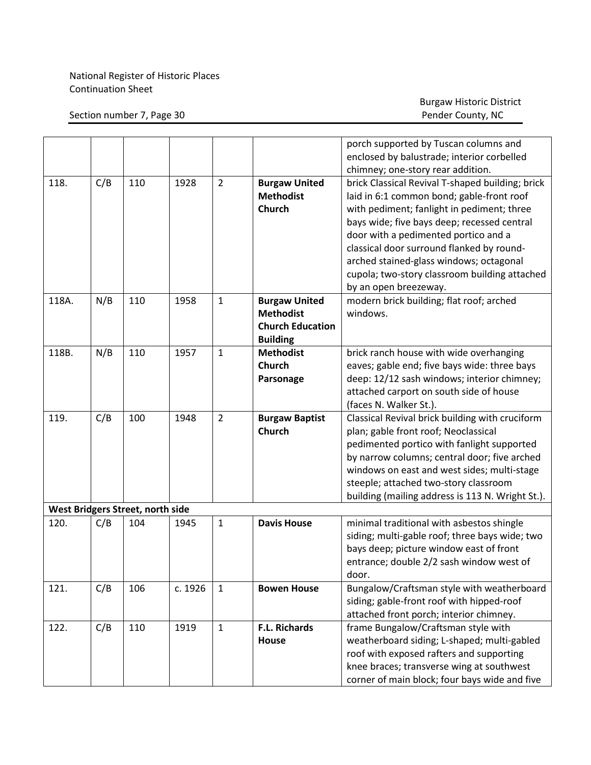National Register of Historic Places
Continuation Sheet

Section number 7, Page 30

Burgaw Historic District
Pender County, NC

| | | | | | | |
|---|---|---|---|---|---|---|
| | | | | | | porch supported by Tuscan columns and enclosed by balustrade; interior corbelled chimney; one-story rear addition. |
| 118. | C/B | 110 | 1928 | 2 | **Burgaw United Methodist Church** | brick Classical Revival T-shaped building; brick laid in 6:1 common bond; gable-front roof with pediment; fanlight in pediment; three bays wide; five bays deep; recessed central door with a pedimented portico and a classical door surround flanked by round-arched stained-glass windows; octagonal cupola; two-story classroom building attached by an open breezeway. |
| 118A. | N/B | 110 | 1958 | 1 | **Burgaw United Methodist Church Education Building** | modern brick building; flat roof; arched windows. |
| 118B. | N/B | 110 | 1957 | 1 | **Methodist Church Parsonage** | brick ranch house with wide overhanging eaves; gable end; five bays wide: three bays deep: 12/12 sash windows; interior chimney; attached carport on south side of house (faces N. Walker St.). |
| 119. | C/B | 100 | 1948 | 2 | **Burgaw Baptist Church** | Classical Revival brick building with cruciform plan; gable front roof; Neoclassical pedimented portico with fanlight supported by narrow columns; central door; five arched windows on east and west sides; multi-stage steeple; attached two-story classroom building (mailing address is 113 N. Wright St.). |
| **West Bridgers Street, north side** | | | | | | |
| 120. | C/B | 104 | 1945 | 1 | **Davis House** | minimal traditional with asbestos shingle siding; multi-gable roof; three bays wide; two bays deep; picture window east of front entrance; double 2/2 sash window west of door. |
| 121. | C/B | 106 | c. 1926 | 1 | **Bowen House** | Bungalow/Craftsman style with weatherboard siding; gable-front roof with hipped-roof attached front porch; interior chimney. |
| 122. | C/B | 110 | 1919 | 1 | **F.L. Richards House** | frame Bungalow/Craftsman style with weatherboard siding; L-shaped; multi-gabled roof with exposed rafters and supporting knee braces; transverse wing at southwest corner of main block; four bays wide and five |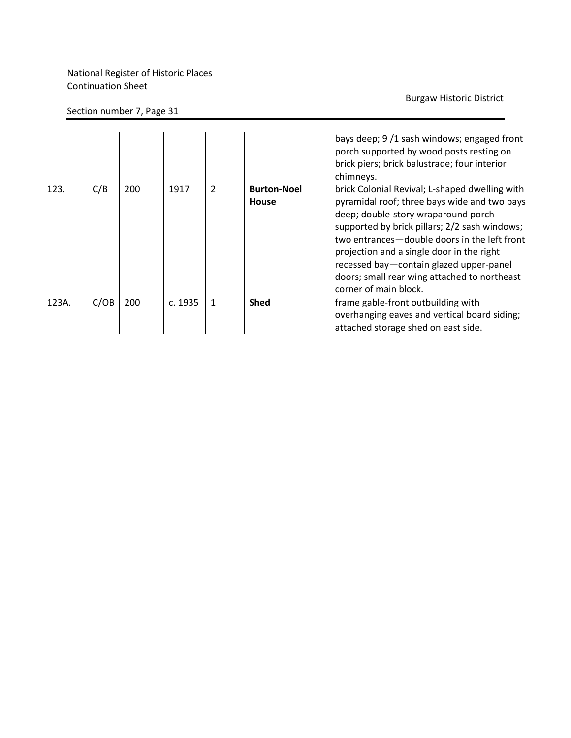| | | | | | | |
|---|---|---|---|---|---|---|
| | | | | | | bays deep; 9 /1 sash windows; engaged front porch supported by wood posts resting on brick piers; brick balustrade; four interior chimneys. |
| 123. | C/B | 200 | 1917 | 2 | **Burton-Noel House** | brick Colonial Revival; L-shaped dwelling with pyramidal roof; three bays wide and two bays deep; double-story wraparound porch supported by brick pillars; 2/2 sash windows; two entrances—double doors in the left front projection and a single door in the right recessed bay—contain glazed upper-panel doors; small rear wing attached to northeast corner of main block. |
| 123A. | C/OB | 200 | c. 1935 | 1 | **Shed** | frame gable-front outbuilding with overhanging eaves and vertical board siding; attached storage shed on east side. |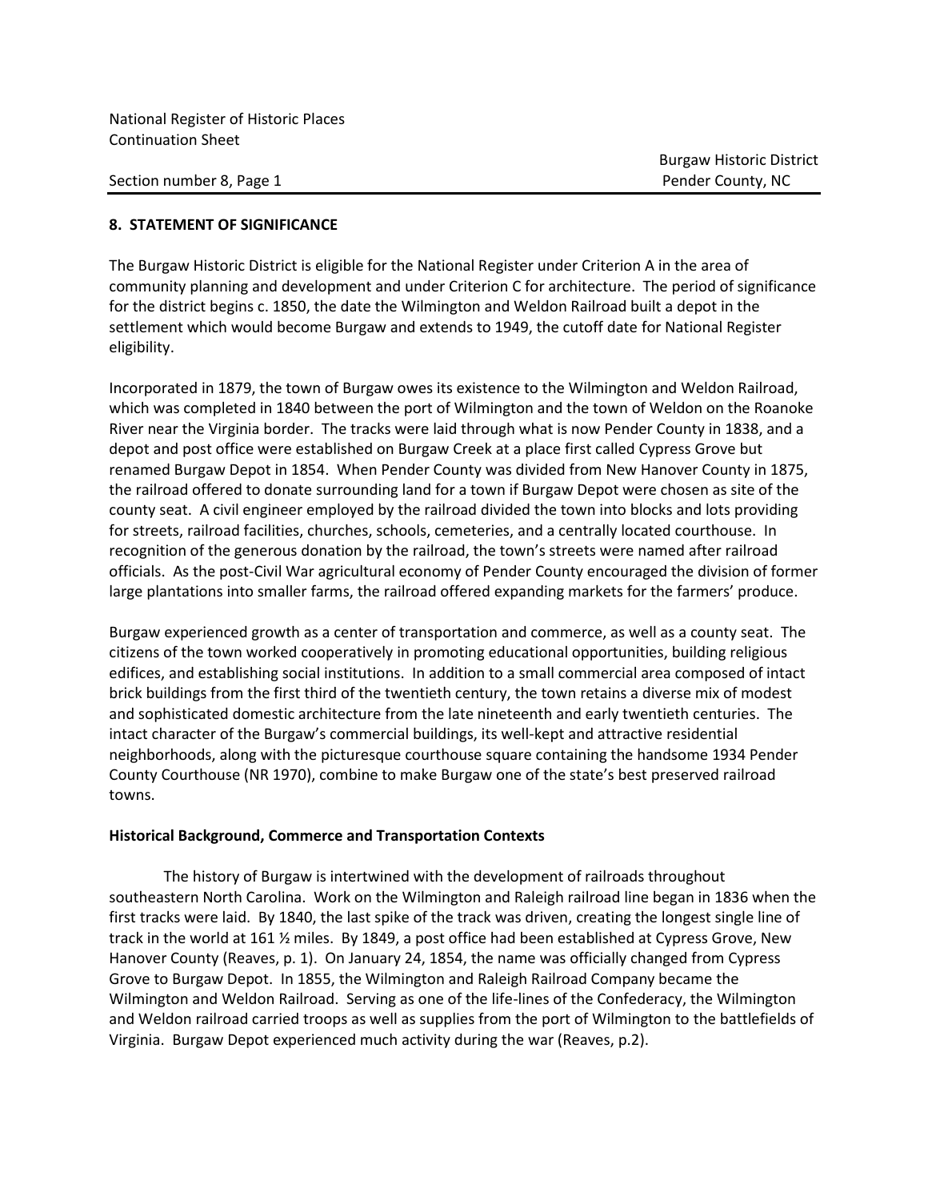## 8. STATEMENT OF SIGNIFICANCE

The Burgaw Historic District is eligible for the National Register under Criterion A in the area of community planning and development and under Criterion C for architecture. The period of significance for the district begins c. 1850, the date the Wilmington and Weldon Railroad built a depot in the settlement which would become Burgaw and extends to 1949, the cutoff date for National Register eligibility.

Incorporated in 1879, the town of Burgaw owes its existence to the Wilmington and Weldon Railroad, which was completed in 1840 between the port of Wilmington and the town of Weldon on the Roanoke River near the Virginia border. The tracks were laid through what is now Pender County in 1838, and a depot and post office were established on Burgaw Creek at a place first called Cypress Grove but renamed Burgaw Depot in 1854. When Pender County was divided from New Hanover County in 1875, the railroad offered to donate surrounding land for a town if Burgaw Depot were chosen as site of the county seat. A civil engineer employed by the railroad divided the town into blocks and lots providing for streets, railroad facilities, churches, schools, cemeteries, and a centrally located courthouse. In recognition of the generous donation by the railroad, the town's streets were named after railroad officials. As the post-Civil War agricultural economy of Pender County encouraged the division of former large plantations into smaller farms, the railroad offered expanding markets for the farmers' produce.

Burgaw experienced growth as a center of transportation and commerce, as well as a county seat. The citizens of the town worked cooperatively in promoting educational opportunities, building religious edifices, and establishing social institutions. In addition to a small commercial area composed of intact brick buildings from the first third of the twentieth century, the town retains a diverse mix of modest and sophisticated domestic architecture from the late nineteenth and early twentieth centuries. The intact character of the Burgaw's commercial buildings, its well-kept and attractive residential neighborhoods, along with the picturesque courthouse square containing the handsome 1934 Pender County Courthouse (NR 1970), combine to make Burgaw one of the state's best preserved railroad towns.

### Historical Background, Commerce and Transportation Contexts

The history of Burgaw is intertwined with the development of railroads throughout southeastern North Carolina. Work on the Wilmington and Raleigh railroad line began in 1836 when the first tracks were laid. By 1840, the last spike of the track was driven, creating the longest single line of track in the world at 161 ½ miles. By 1849, a post office had been established at Cypress Grove, New Hanover County (Reaves, p. 1). On January 24, 1854, the name was officially changed from Cypress Grove to Burgaw Depot. In 1855, the Wilmington and Raleigh Railroad Company became the Wilmington and Weldon Railroad. Serving as one of the life-lines of the Confederacy, the Wilmington and Weldon railroad carried troops as well as supplies from the port of Wilmington to the battlefields of Virginia. Burgaw Depot experienced much activity during the war (Reaves, p.2).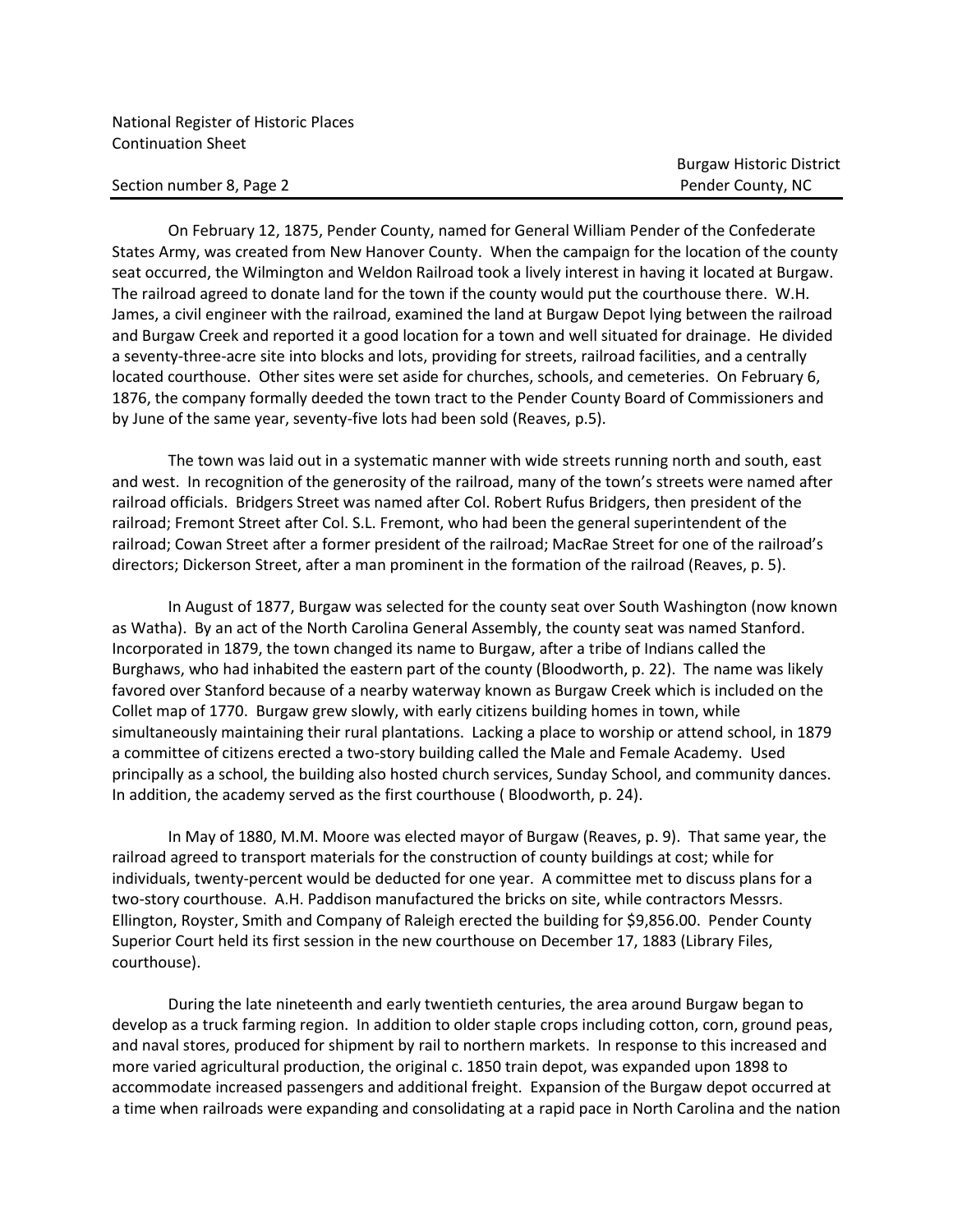On February 12, 1875, Pender County, named for General William Pender of the Confederate States Army, was created from New Hanover County. When the campaign for the location of the county seat occurred, the Wilmington and Weldon Railroad took a lively interest in having it located at Burgaw. The railroad agreed to donate land for the town if the county would put the courthouse there. W.H. James, a civil engineer with the railroad, examined the land at Burgaw Depot lying between the railroad and Burgaw Creek and reported it a good location for a town and well situated for drainage. He divided a seventy-three-acre site into blocks and lots, providing for streets, railroad facilities, and a centrally located courthouse. Other sites were set aside for churches, schools, and cemeteries. On February 6, 1876, the company formally deeded the town tract to the Pender County Board of Commissioners and by June of the same year, seventy-five lots had been sold (Reaves, p.5).

The town was laid out in a systematic manner with wide streets running north and south, east and west. In recognition of the generosity of the railroad, many of the town's streets were named after railroad officials. Bridgers Street was named after Col. Robert Rufus Bridgers, then president of the railroad; Fremont Street after Col. S.L. Fremont, who had been the general superintendent of the railroad; Cowan Street after a former president of the railroad; MacRae Street for one of the railroad's directors; Dickerson Street, after a man prominent in the formation of the railroad (Reaves, p. 5).

In August of 1877, Burgaw was selected for the county seat over South Washington (now known as Watha). By an act of the North Carolina General Assembly, the county seat was named Stanford. Incorporated in 1879, the town changed its name to Burgaw, after a tribe of Indians called the Burghaws, who had inhabited the eastern part of the county (Bloodworth, p. 22). The name was likely favored over Stanford because of a nearby waterway known as Burgaw Creek which is included on the Collet map of 1770. Burgaw grew slowly, with early citizens building homes in town, while simultaneously maintaining their rural plantations. Lacking a place to worship or attend school, in 1879 a committee of citizens erected a two-story building called the Male and Female Academy. Used principally as a school, the building also hosted church services, Sunday School, and community dances. In addition, the academy served as the first courthouse ( Bloodworth, p. 24).

In May of 1880, M.M. Moore was elected mayor of Burgaw (Reaves, p. 9). That same year, the railroad agreed to transport materials for the construction of county buildings at cost; while for individuals, twenty-percent would be deducted for one year. A committee met to discuss plans for a two-story courthouse. A.H. Paddison manufactured the bricks on site, while contractors Messrs. Ellington, Royster, Smith and Company of Raleigh erected the building for $9,856.00. Pender County Superior Court held its first session in the new courthouse on December 17, 1883 (Library Files, courthouse).

During the late nineteenth and early twentieth centuries, the area around Burgaw began to develop as a truck farming region. In addition to older staple crops including cotton, corn, ground peas, and naval stores, produced for shipment by rail to northern markets. In response to this increased and more varied agricultural production, the original c. 1850 train depot, was expanded upon 1898 to accommodate increased passengers and additional freight. Expansion of the Burgaw depot occurred at a time when railroads were expanding and consolidating at a rapid pace in North Carolina and the nation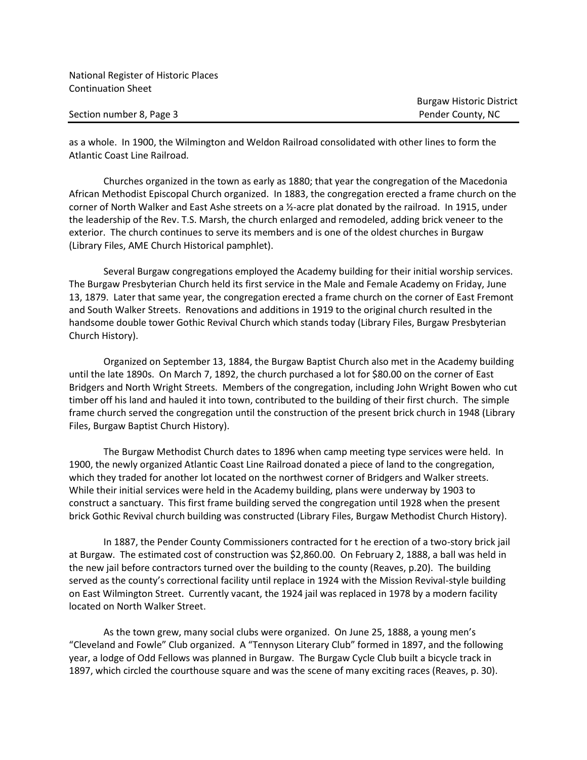as a whole. In 1900, the Wilmington and Weldon Railroad consolidated with other lines to form the Atlantic Coast Line Railroad.

Churches organized in the town as early as 1880; that year the congregation of the Macedonia African Methodist Episcopal Church organized. In 1883, the congregation erected a frame church on the corner of North Walker and East Ashe streets on a ½-acre plat donated by the railroad. In 1915, under the leadership of the Rev. T.S. Marsh, the church enlarged and remodeled, adding brick veneer to the exterior. The church continues to serve its members and is one of the oldest churches in Burgaw (Library Files, AME Church Historical pamphlet).

Several Burgaw congregations employed the Academy building for their initial worship services. The Burgaw Presbyterian Church held its first service in the Male and Female Academy on Friday, June 13, 1879. Later that same year, the congregation erected a frame church on the corner of East Fremont and South Walker Streets. Renovations and additions in 1919 to the original church resulted in the handsome double tower Gothic Revival Church which stands today (Library Files, Burgaw Presbyterian Church History).

Organized on September 13, 1884, the Burgaw Baptist Church also met in the Academy building until the late 1890s. On March 7, 1892, the church purchased a lot for $80.00 on the corner of East Bridgers and North Wright Streets. Members of the congregation, including John Wright Bowen who cut timber off his land and hauled it into town, contributed to the building of their first church. The simple frame church served the congregation until the construction of the present brick church in 1948 (Library Files, Burgaw Baptist Church History).

The Burgaw Methodist Church dates to 1896 when camp meeting type services were held. In 1900, the newly organized Atlantic Coast Line Railroad donated a piece of land to the congregation, which they traded for another lot located on the northwest corner of Bridgers and Walker streets. While their initial services were held in the Academy building, plans were underway by 1903 to construct a sanctuary. This first frame building served the congregation until 1928 when the present brick Gothic Revival church building was constructed (Library Files, Burgaw Methodist Church History).

In 1887, the Pender County Commissioners contracted for t he erection of a two-story brick jail at Burgaw. The estimated cost of construction was $2,860.00. On February 2, 1888, a ball was held in the new jail before contractors turned over the building to the county (Reaves, p.20). The building served as the county's correctional facility until replace in 1924 with the Mission Revival-style building on East Wilmington Street. Currently vacant, the 1924 jail was replaced in 1978 by a modern facility located on North Walker Street.

As the town grew, many social clubs were organized. On June 25, 1888, a young men's "Cleveland and Fowle" Club organized. A "Tennyson Literary Club" formed in 1897, and the following year, a lodge of Odd Fellows was planned in Burgaw. The Burgaw Cycle Club built a bicycle track in 1897, which circled the courthouse square and was the scene of many exciting races (Reaves, p. 30).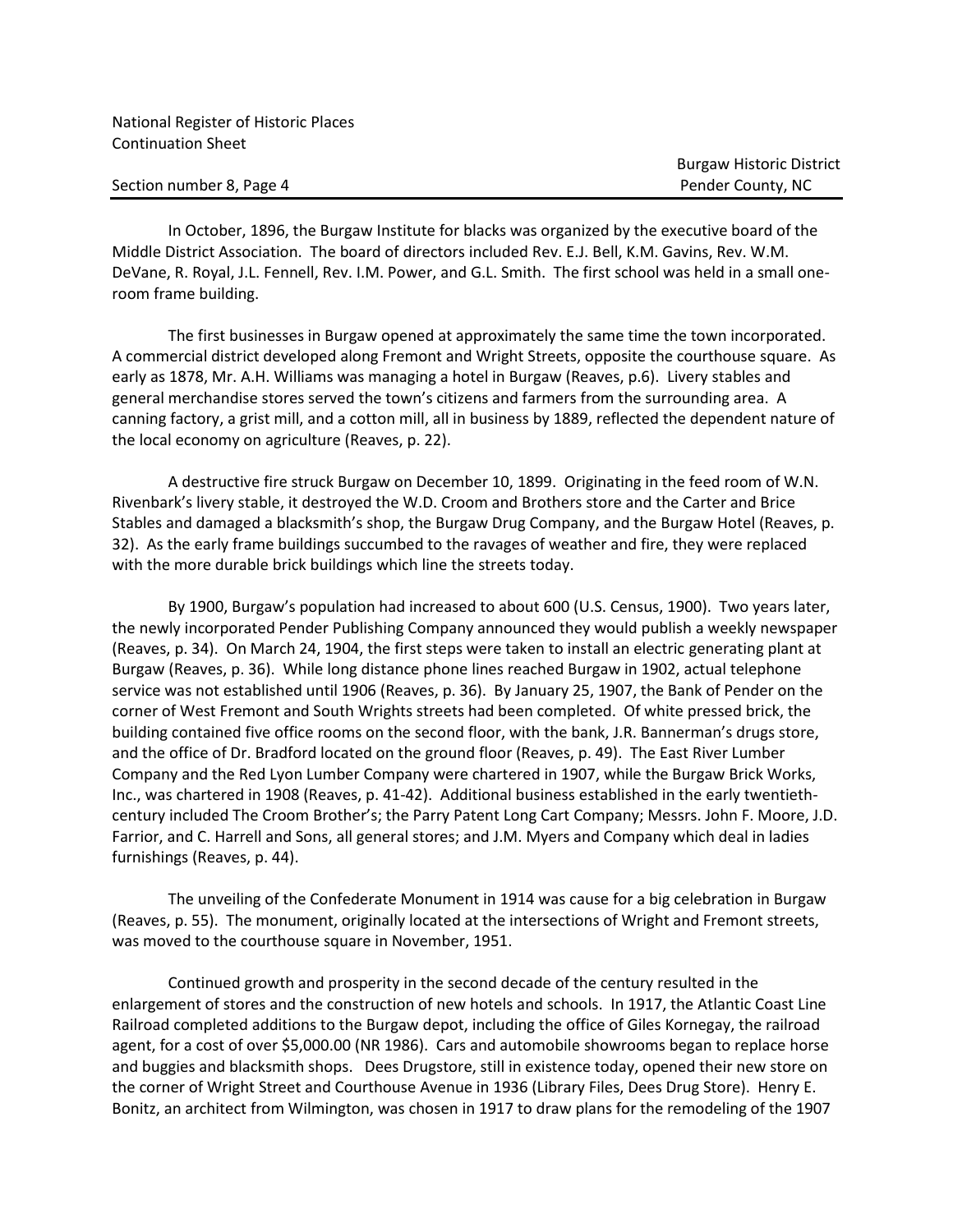In October, 1896, the Burgaw Institute for blacks was organized by the executive board of the Middle District Association. The board of directors included Rev. E.J. Bell, K.M. Gavins, Rev. W.M. DeVane, R. Royal, J.L. Fennell, Rev. I.M. Power, and G.L. Smith. The first school was held in a small one-room frame building.

The first businesses in Burgaw opened at approximately the same time the town incorporated. A commercial district developed along Fremont and Wright Streets, opposite the courthouse square. As early as 1878, Mr. A.H. Williams was managing a hotel in Burgaw (Reaves, p.6). Livery stables and general merchandise stores served the town's citizens and farmers from the surrounding area. A canning factory, a grist mill, and a cotton mill, all in business by 1889, reflected the dependent nature of the local economy on agriculture (Reaves, p. 22).

A destructive fire struck Burgaw on December 10, 1899. Originating in the feed room of W.N. Rivenbark's livery stable, it destroyed the W.D. Croom and Brothers store and the Carter and Brice Stables and damaged a blacksmith's shop, the Burgaw Drug Company, and the Burgaw Hotel (Reaves, p. 32). As the early frame buildings succumbed to the ravages of weather and fire, they were replaced with the more durable brick buildings which line the streets today.

By 1900, Burgaw's population had increased to about 600 (U.S. Census, 1900). Two years later, the newly incorporated Pender Publishing Company announced they would publish a weekly newspaper (Reaves, p. 34). On March 24, 1904, the first steps were taken to install an electric generating plant at Burgaw (Reaves, p. 36). While long distance phone lines reached Burgaw in 1902, actual telephone service was not established until 1906 (Reaves, p. 36). By January 25, 1907, the Bank of Pender on the corner of West Fremont and South Wrights streets had been completed. Of white pressed brick, the building contained five office rooms on the second floor, with the bank, J.R. Bannerman's drugs store, and the office of Dr. Bradford located on the ground floor (Reaves, p. 49). The East River Lumber Company and the Red Lyon Lumber Company were chartered in 1907, while the Burgaw Brick Works, Inc., was chartered in 1908 (Reaves, p. 41-42). Additional business established in the early twentieth-century included The Croom Brother's; the Parry Patent Long Cart Company; Messrs. John F. Moore, J.D. Farrior, and C. Harrell and Sons, all general stores; and J.M. Myers and Company which deal in ladies furnishings (Reaves, p. 44).

The unveiling of the Confederate Monument in 1914 was cause for a big celebration in Burgaw (Reaves, p. 55). The monument, originally located at the intersections of Wright and Fremont streets, was moved to the courthouse square in November, 1951.

Continued growth and prosperity in the second decade of the century resulted in the enlargement of stores and the construction of new hotels and schools. In 1917, the Atlantic Coast Line Railroad completed additions to the Burgaw depot, including the office of Giles Kornegay, the railroad agent, for a cost of over $5,000.00 (NR 1986). Cars and automobile showrooms began to replace horse and buggies and blacksmith shops. Dees Drugstore, still in existence today, opened their new store on the corner of Wright Street and Courthouse Avenue in 1936 (Library Files, Dees Drug Store). Henry E. Bonitz, an architect from Wilmington, was chosen in 1917 to draw plans for the remodeling of the 1907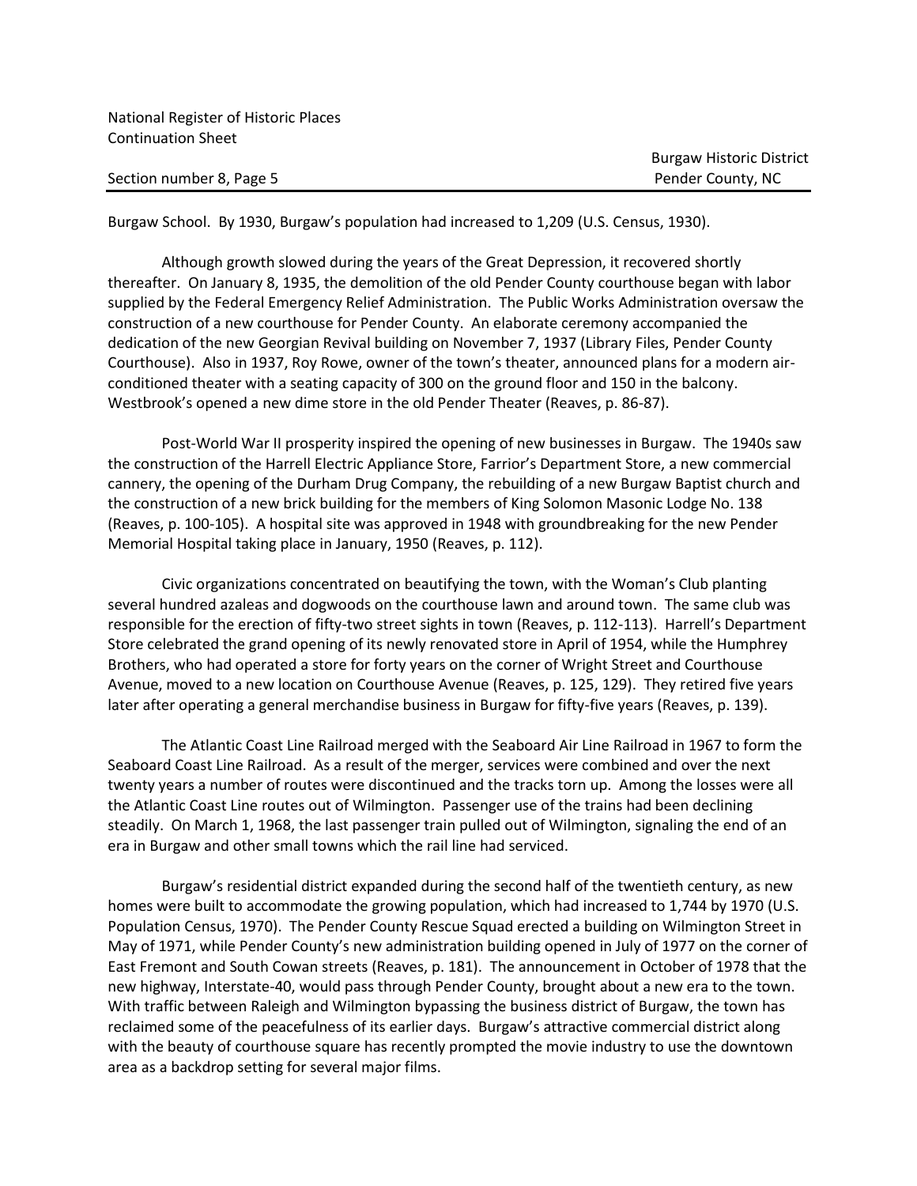Burgaw School. By 1930, Burgaw's population had increased to 1,209 (U.S. Census, 1930).

Although growth slowed during the years of the Great Depression, it recovered shortly thereafter. On January 8, 1935, the demolition of the old Pender County courthouse began with labor supplied by the Federal Emergency Relief Administration. The Public Works Administration oversaw the construction of a new courthouse for Pender County. An elaborate ceremony accompanied the dedication of the new Georgian Revival building on November 7, 1937 (Library Files, Pender County Courthouse). Also in 1937, Roy Rowe, owner of the town's theater, announced plans for a modern air-conditioned theater with a seating capacity of 300 on the ground floor and 150 in the balcony. Westbrook's opened a new dime store in the old Pender Theater (Reaves, p. 86-87).

Post-World War II prosperity inspired the opening of new businesses in Burgaw. The 1940s saw the construction of the Harrell Electric Appliance Store, Farrior's Department Store, a new commercial cannery, the opening of the Durham Drug Company, the rebuilding of a new Burgaw Baptist church and the construction of a new brick building for the members of King Solomon Masonic Lodge No. 138 (Reaves, p. 100-105). A hospital site was approved in 1948 with groundbreaking for the new Pender Memorial Hospital taking place in January, 1950 (Reaves, p. 112).

Civic organizations concentrated on beautifying the town, with the Woman's Club planting several hundred azaleas and dogwoods on the courthouse lawn and around town. The same club was responsible for the erection of fifty-two street sights in town (Reaves, p. 112-113). Harrell's Department Store celebrated the grand opening of its newly renovated store in April of 1954, while the Humphrey Brothers, who had operated a store for forty years on the corner of Wright Street and Courthouse Avenue, moved to a new location on Courthouse Avenue (Reaves, p. 125, 129). They retired five years later after operating a general merchandise business in Burgaw for fifty-five years (Reaves, p. 139).

The Atlantic Coast Line Railroad merged with the Seaboard Air Line Railroad in 1967 to form the Seaboard Coast Line Railroad. As a result of the merger, services were combined and over the next twenty years a number of routes were discontinued and the tracks torn up. Among the losses were all the Atlantic Coast Line routes out of Wilmington. Passenger use of the trains had been declining steadily. On March 1, 1968, the last passenger train pulled out of Wilmington, signaling the end of an era in Burgaw and other small towns which the rail line had serviced.

Burgaw's residential district expanded during the second half of the twentieth century, as new homes were built to accommodate the growing population, which had increased to 1,744 by 1970 (U.S. Population Census, 1970). The Pender County Rescue Squad erected a building on Wilmington Street in May of 1971, while Pender County's new administration building opened in July of 1977 on the corner of East Fremont and South Cowan streets (Reaves, p. 181). The announcement in October of 1978 that the new highway, Interstate-40, would pass through Pender County, brought about a new era to the town. With traffic between Raleigh and Wilmington bypassing the business district of Burgaw, the town has reclaimed some of the peacefulness of its earlier days. Burgaw's attractive commercial district along with the beauty of courthouse square has recently prompted the movie industry to use the downtown area as a backdrop setting for several major films.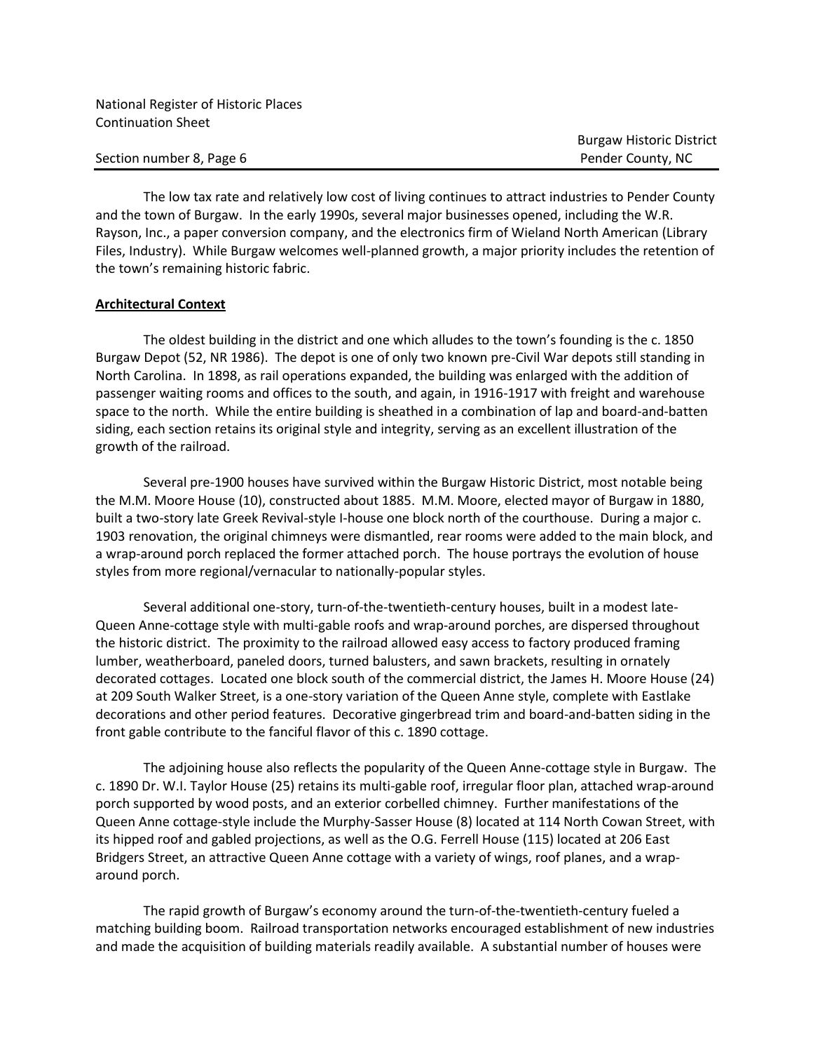The low tax rate and relatively low cost of living continues to attract industries to Pender County and the town of Burgaw. In the early 1990s, several major businesses opened, including the W.R. Rayson, Inc., a paper conversion company, and the electronics firm of Wieland North American (Library Files, Industry). While Burgaw welcomes well-planned growth, a major priority includes the retention of the town's remaining historic fabric.

**Architectural Context**

The oldest building in the district and one which alludes to the town's founding is the c. 1850 Burgaw Depot (52, NR 1986). The depot is one of only two known pre-Civil War depots still standing in North Carolina. In 1898, as rail operations expanded, the building was enlarged with the addition of passenger waiting rooms and offices to the south, and again, in 1916-1917 with freight and warehouse space to the north. While the entire building is sheathed in a combination of lap and board-and-batten siding, each section retains its original style and integrity, serving as an excellent illustration of the growth of the railroad.

Several pre-1900 houses have survived within the Burgaw Historic District, most notable being the M.M. Moore House (10), constructed about 1885. M.M. Moore, elected mayor of Burgaw in 1880, built a two-story late Greek Revival-style I-house one block north of the courthouse. During a major c. 1903 renovation, the original chimneys were dismantled, rear rooms were added to the main block, and a wrap-around porch replaced the former attached porch. The house portrays the evolution of house styles from more regional/vernacular to nationally-popular styles.

Several additional one-story, turn-of-the-twentieth-century houses, built in a modest late-Queen Anne-cottage style with multi-gable roofs and wrap-around porches, are dispersed throughout the historic district. The proximity to the railroad allowed easy access to factory produced framing lumber, weatherboard, paneled doors, turned balusters, and sawn brackets, resulting in ornately decorated cottages. Located one block south of the commercial district, the James H. Moore House (24) at 209 South Walker Street, is a one-story variation of the Queen Anne style, complete with Eastlake decorations and other period features. Decorative gingerbread trim and board-and-batten siding in the front gable contribute to the fanciful flavor of this c. 1890 cottage.

The adjoining house also reflects the popularity of the Queen Anne-cottage style in Burgaw. The c. 1890 Dr. W.I. Taylor House (25) retains its multi-gable roof, irregular floor plan, attached wrap-around porch supported by wood posts, and an exterior corbelled chimney. Further manifestations of the Queen Anne cottage-style include the Murphy-Sasser House (8) located at 114 North Cowan Street, with its hipped roof and gabled projections, as well as the O.G. Ferrell House (115) located at 206 East Bridgers Street, an attractive Queen Anne cottage with a variety of wings, roof planes, and a wrap-around porch.

The rapid growth of Burgaw's economy around the turn-of-the-twentieth-century fueled a matching building boom. Railroad transportation networks encouraged establishment of new industries and made the acquisition of building materials readily available. A substantial number of houses were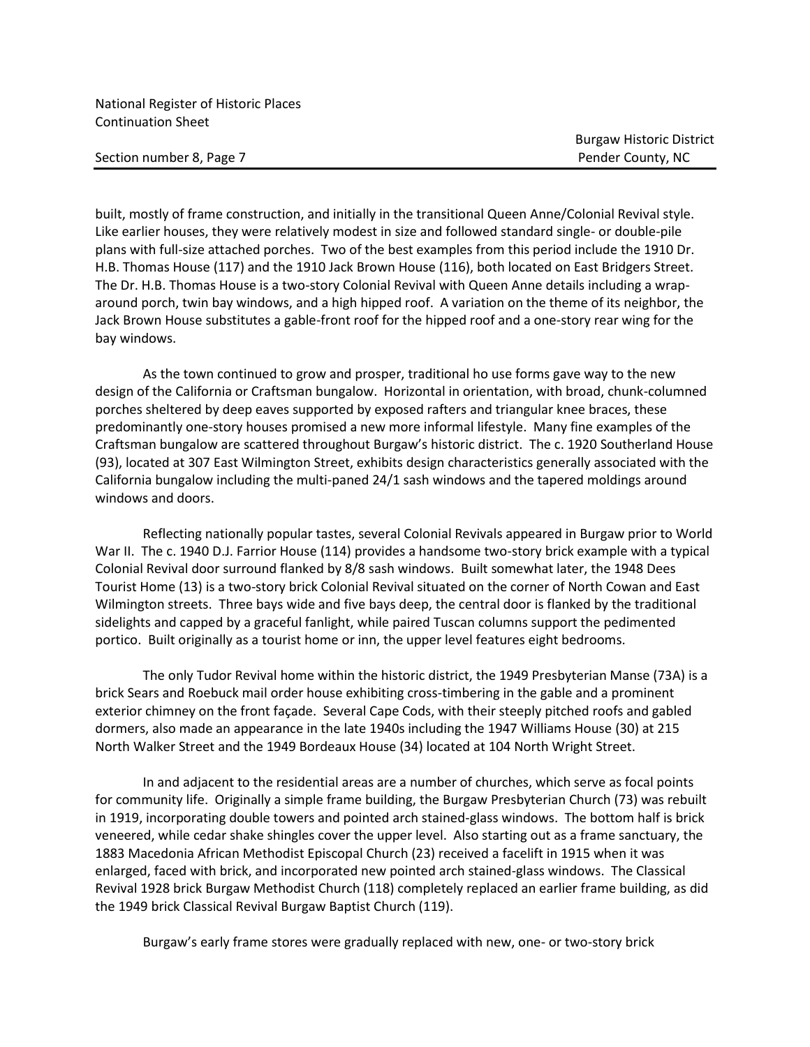built, mostly of frame construction, and initially in the transitional Queen Anne/Colonial Revival style. Like earlier houses, they were relatively modest in size and followed standard single- or double-pile plans with full-size attached porches. Two of the best examples from this period include the 1910 Dr. H.B. Thomas House (117) and the 1910 Jack Brown House (116), both located on East Bridgers Street. The Dr. H.B. Thomas House is a two-story Colonial Revival with Queen Anne details including a wrap-around porch, twin bay windows, and a high hipped roof. A variation on the theme of its neighbor, the Jack Brown House substitutes a gable-front roof for the hipped roof and a one-story rear wing for the bay windows.

As the town continued to grow and prosper, traditional ho use forms gave way to the new design of the California or Craftsman bungalow. Horizontal in orientation, with broad, chunk-columned porches sheltered by deep eaves supported by exposed rafters and triangular knee braces, these predominantly one-story houses promised a new more informal lifestyle. Many fine examples of the Craftsman bungalow are scattered throughout Burgaw's historic district. The c. 1920 Southerland House (93), located at 307 East Wilmington Street, exhibits design characteristics generally associated with the California bungalow including the multi-paned 24/1 sash windows and the tapered moldings around windows and doors.

Reflecting nationally popular tastes, several Colonial Revivals appeared in Burgaw prior to World War II. The c. 1940 D.J. Farrior House (114) provides a handsome two-story brick example with a typical Colonial Revival door surround flanked by 8/8 sash windows. Built somewhat later, the 1948 Dees Tourist Home (13) is a two-story brick Colonial Revival situated on the corner of North Cowan and East Wilmington streets. Three bays wide and five bays deep, the central door is flanked by the traditional sidelights and capped by a graceful fanlight, while paired Tuscan columns support the pedimented portico. Built originally as a tourist home or inn, the upper level features eight bedrooms.

The only Tudor Revival home within the historic district, the 1949 Presbyterian Manse (73A) is a brick Sears and Roebuck mail order house exhibiting cross-timbering in the gable and a prominent exterior chimney on the front façade. Several Cape Cods, with their steeply pitched roofs and gabled dormers, also made an appearance in the late 1940s including the 1947 Williams House (30) at 215 North Walker Street and the 1949 Bordeaux House (34) located at 104 North Wright Street.

In and adjacent to the residential areas are a number of churches, which serve as focal points for community life. Originally a simple frame building, the Burgaw Presbyterian Church (73) was rebuilt in 1919, incorporating double towers and pointed arch stained-glass windows. The bottom half is brick veneered, while cedar shake shingles cover the upper level. Also starting out as a frame sanctuary, the 1883 Macedonia African Methodist Episcopal Church (23) received a facelift in 1915 when it was enlarged, faced with brick, and incorporated new pointed arch stained-glass windows. The Classical Revival 1928 brick Burgaw Methodist Church (118) completely replaced an earlier frame building, as did the 1949 brick Classical Revival Burgaw Baptist Church (119).

Burgaw's early frame stores were gradually replaced with new, one- or two-story brick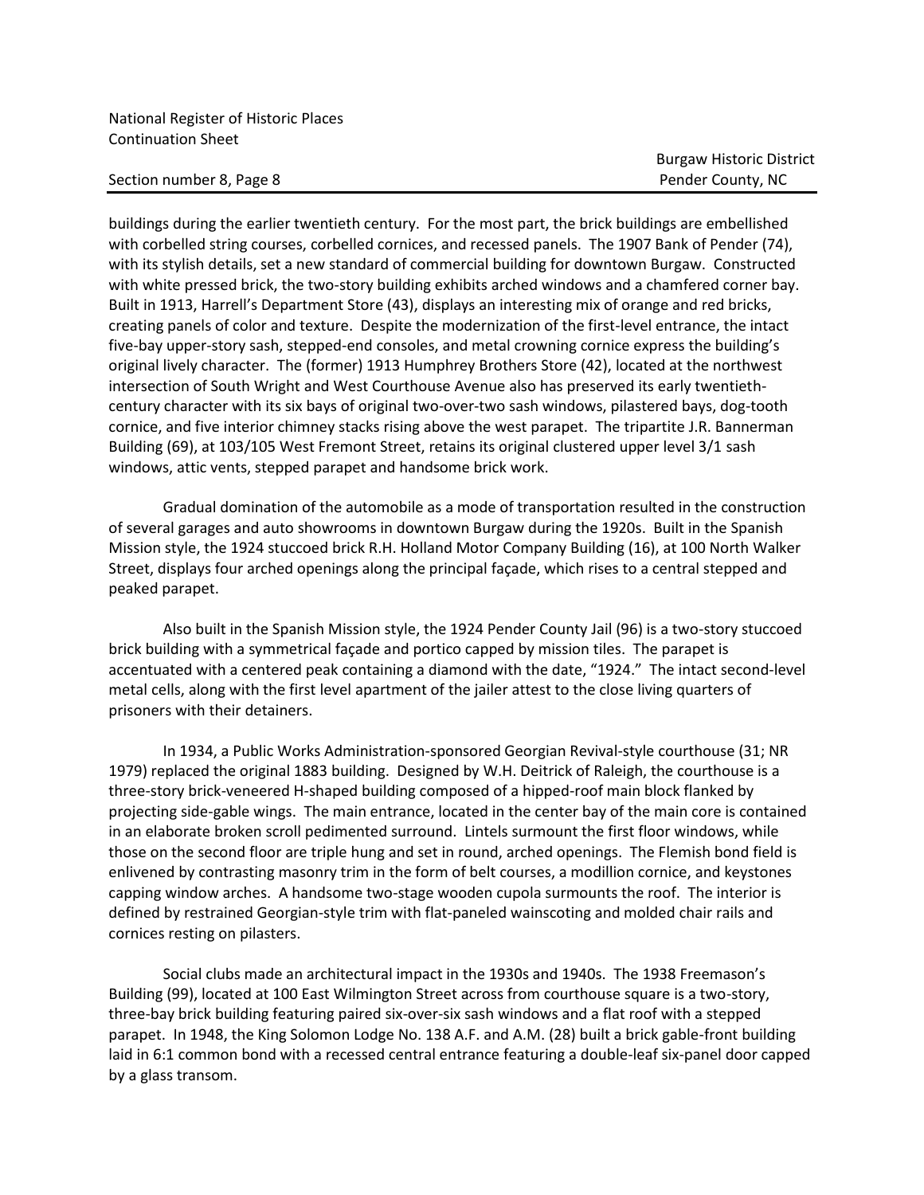buildings during the earlier twentieth century. For the most part, the brick buildings are embellished with corbelled string courses, corbelled cornices, and recessed panels. The 1907 Bank of Pender (74), with its stylish details, set a new standard of commercial building for downtown Burgaw. Constructed with white pressed brick, the two-story building exhibits arched windows and a chamfered corner bay. Built in 1913, Harrell's Department Store (43), displays an interesting mix of orange and red bricks, creating panels of color and texture. Despite the modernization of the first-level entrance, the intact five-bay upper-story sash, stepped-end consoles, and metal crowning cornice express the building's original lively character. The (former) 1913 Humphrey Brothers Store (42), located at the northwest intersection of South Wright and West Courthouse Avenue also has preserved its early twentieth-century character with its six bays of original two-over-two sash windows, pilastered bays, dog-tooth cornice, and five interior chimney stacks rising above the west parapet. The tripartite J.R. Bannerman Building (69), at 103/105 West Fremont Street, retains its original clustered upper level 3/1 sash windows, attic vents, stepped parapet and handsome brick work.

Gradual domination of the automobile as a mode of transportation resulted in the construction of several garages and auto showrooms in downtown Burgaw during the 1920s. Built in the Spanish Mission style, the 1924 stuccoed brick R.H. Holland Motor Company Building (16), at 100 North Walker Street, displays four arched openings along the principal façade, which rises to a central stepped and peaked parapet.

Also built in the Spanish Mission style, the 1924 Pender County Jail (96) is a two-story stuccoed brick building with a symmetrical façade and portico capped by mission tiles. The parapet is accentuated with a centered peak containing a diamond with the date, "1924." The intact second-level metal cells, along with the first level apartment of the jailer attest to the close living quarters of prisoners with their detainers.

In 1934, a Public Works Administration-sponsored Georgian Revival-style courthouse (31; NR 1979) replaced the original 1883 building. Designed by W.H. Deitrick of Raleigh, the courthouse is a three-story brick-veneered H-shaped building composed of a hipped-roof main block flanked by projecting side-gable wings. The main entrance, located in the center bay of the main core is contained in an elaborate broken scroll pedimented surround. Lintels surmount the first floor windows, while those on the second floor are triple hung and set in round, arched openings. The Flemish bond field is enlivened by contrasting masonry trim in the form of belt courses, a modillion cornice, and keystones capping window arches. A handsome two-stage wooden cupola surmounts the roof. The interior is defined by restrained Georgian-style trim with flat-paneled wainscoting and molded chair rails and cornices resting on pilasters.

Social clubs made an architectural impact in the 1930s and 1940s. The 1938 Freemason's Building (99), located at 100 East Wilmington Street across from courthouse square is a two-story, three-bay brick building featuring paired six-over-six sash windows and a flat roof with a stepped parapet. In 1948, the King Solomon Lodge No. 138 A.F. and A.M. (28) built a brick gable-front building laid in 6:1 common bond with a recessed central entrance featuring a double-leaf six-panel door capped by a glass transom.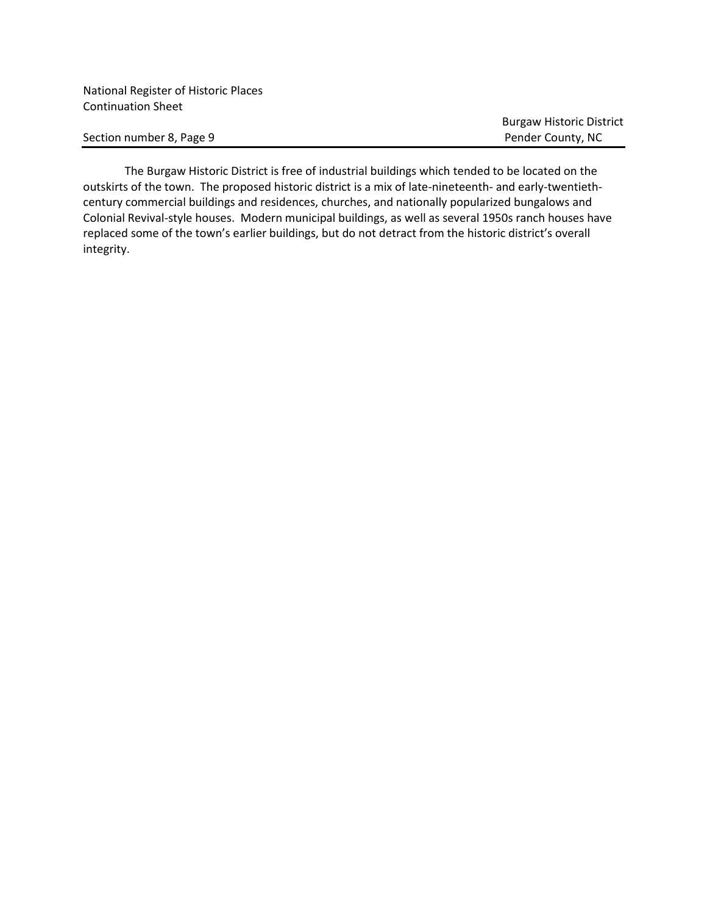The Burgaw Historic District is free of industrial buildings which tended to be located on the outskirts of the town. The proposed historic district is a mix of late-nineteenth- and early-twentieth-century commercial buildings and residences, churches, and nationally popularized bungalows and Colonial Revival-style houses. Modern municipal buildings, as well as several 1950s ranch houses have replaced some of the town's earlier buildings, but do not detract from the historic district's overall integrity.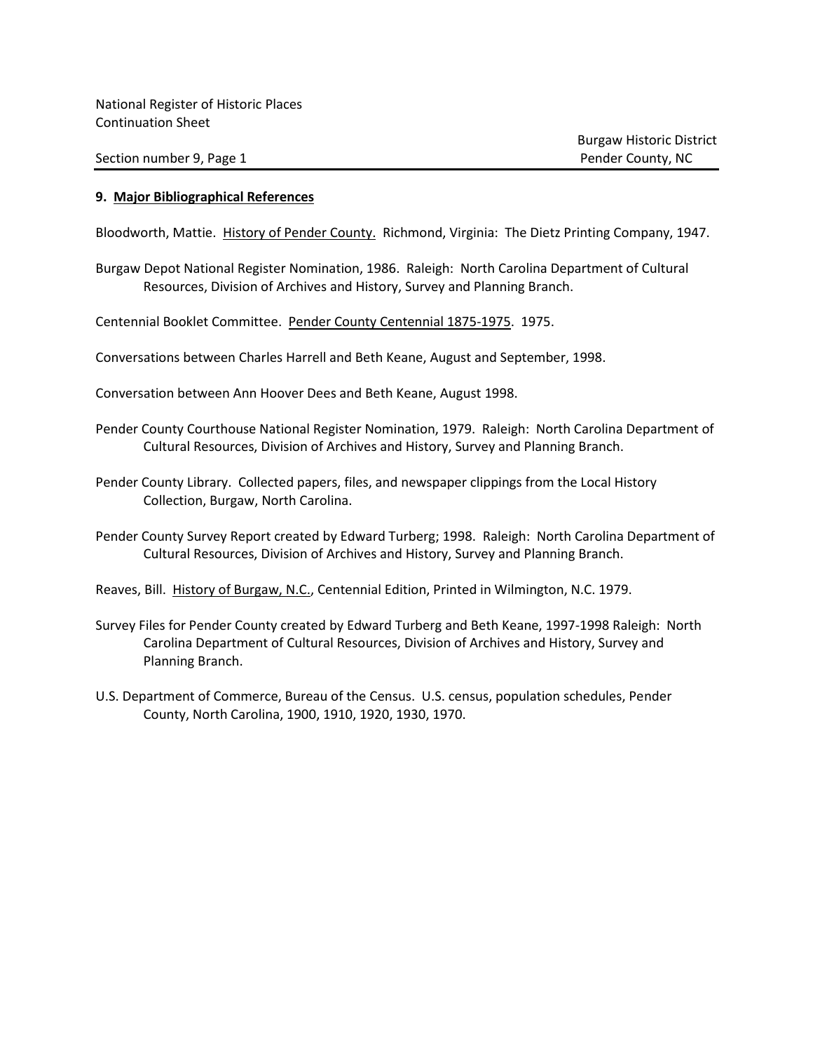## 9. Major Bibliographical References

Bloodworth, Mattie. History of Pender County. Richmond, Virginia: The Dietz Printing Company, 1947.

Burgaw Depot National Register Nomination, 1986. Raleigh: North Carolina Department of Cultural Resources, Division of Archives and History, Survey and Planning Branch.

Centennial Booklet Committee. Pender County Centennial 1875-1975. 1975.

Conversations between Charles Harrell and Beth Keane, August and September, 1998.

Conversation between Ann Hoover Dees and Beth Keane, August 1998.

Pender County Courthouse National Register Nomination, 1979. Raleigh: North Carolina Department of Cultural Resources, Division of Archives and History, Survey and Planning Branch.

Pender County Library. Collected papers, files, and newspaper clippings from the Local History Collection, Burgaw, North Carolina.

Pender County Survey Report created by Edward Turberg; 1998. Raleigh: North Carolina Department of Cultural Resources, Division of Archives and History, Survey and Planning Branch.

Reaves, Bill. History of Burgaw, N.C., Centennial Edition, Printed in Wilmington, N.C. 1979.

Survey Files for Pender County created by Edward Turberg and Beth Keane, 1997-1998 Raleigh: North Carolina Department of Cultural Resources, Division of Archives and History, Survey and Planning Branch.

U.S. Department of Commerce, Bureau of the Census. U.S. census, population schedules, Pender County, North Carolina, 1900, 1910, 1920, 1930, 1970.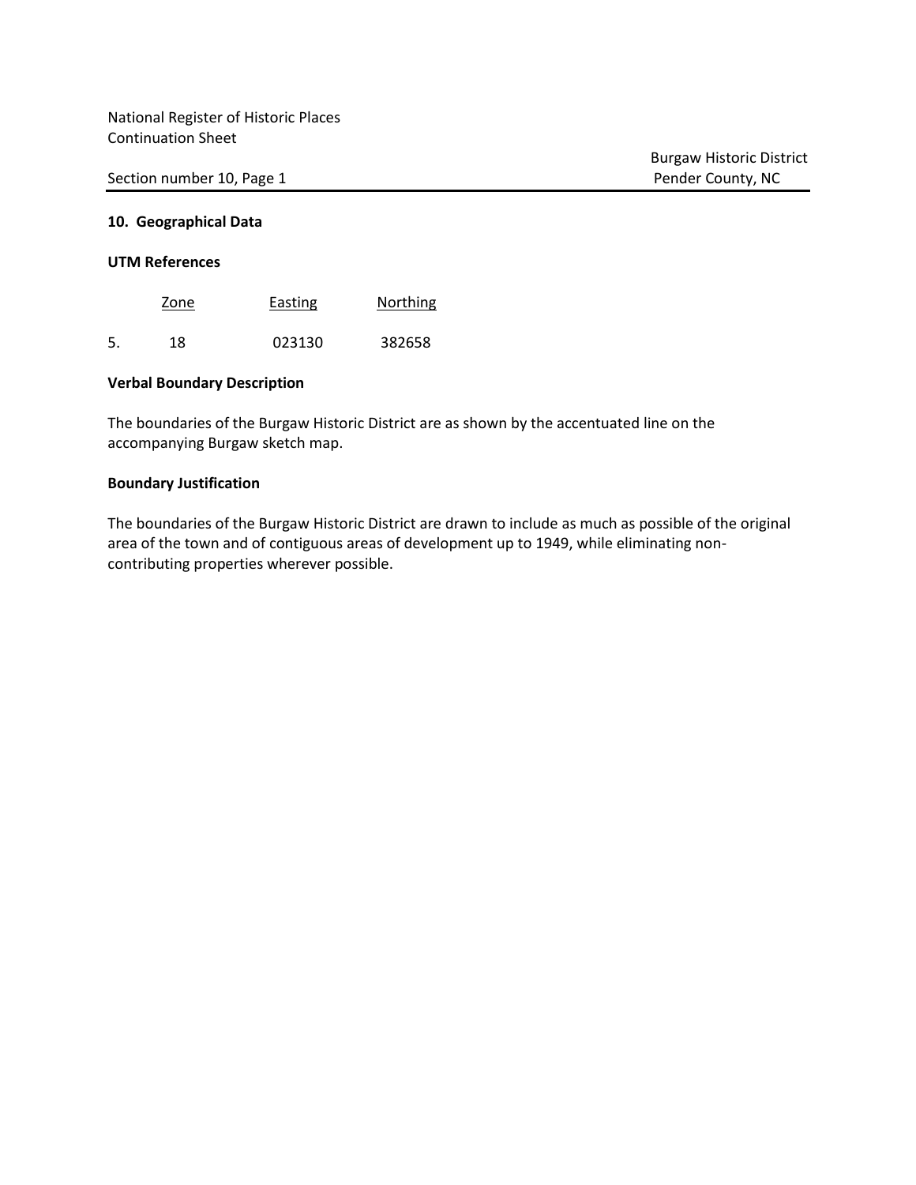**10. Geographical Data**

**UTM References**

| | Zone | Easting | Northing |
|---|---|---|---|
| 5. | 18 | 023130 | 382658 |

**Verbal Boundary Description**

The boundaries of the Burgaw Historic District are as shown by the accentuated line on the accompanying Burgaw sketch map.

**Boundary Justification**

The boundaries of the Burgaw Historic District are drawn to include as much as possible of the original area of the town and of contiguous areas of development up to 1949, while eliminating non-contributing properties wherever possible.